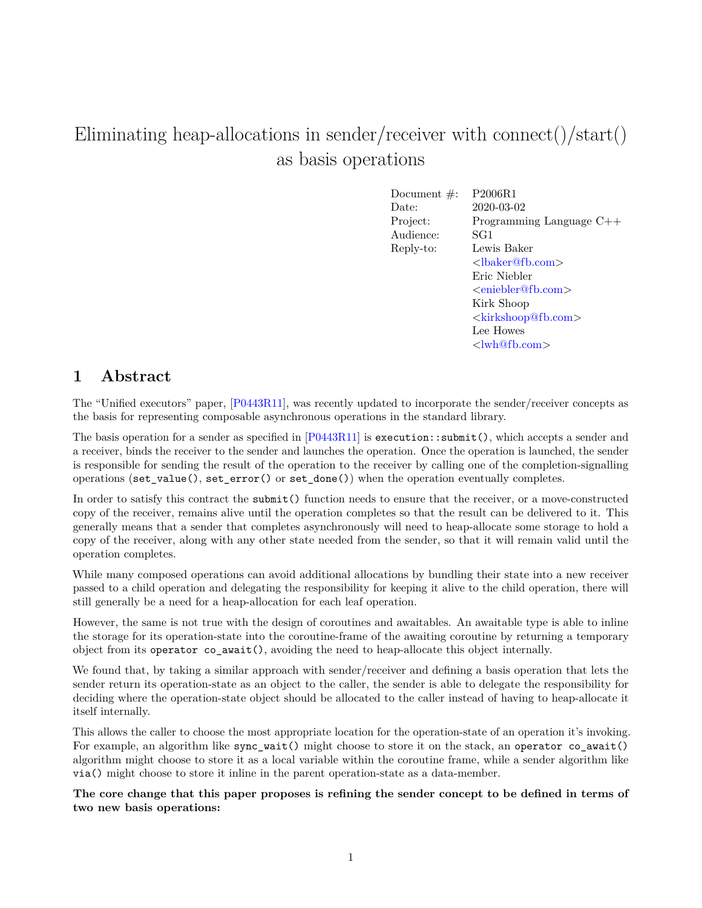# Eliminating heap-allocations in sender/receiver with connect()/start() as basis operations

| | |
|---|---|
| Document #: | P2006R1 |
| Date: | 2020-03-02 |
| Project: | Programming Language C++ |
| Audience: | SG1 |
| Reply-to: | Lewis Baker <lbaker@fb.com> Eric Niebler <eniebler@fb.com> Kirk Shoop <kirkshoop@fb.com> Lee Howes <lwh@fb.com> |

## 1 Abstract

The "Unified executors" paper, [P0443R11], was recently updated to incorporate the sender/receiver concepts as the basis for representing composable asynchronous operations in the standard library.

The basis operation for a sender as specified in [P0443R11] is `execution::submit()`, which accepts a sender and a receiver, binds the receiver to the sender and launches the operation. Once the operation is launched, the sender is responsible for sending the result of the operation to the receiver by calling one of the completion-signalling operations (`set_value()`, `set_error()` or `set_done()`) when the operation eventually completes.

In order to satisfy this contract the `submit()` function needs to ensure that the receiver, or a move-constructed copy of the receiver, remains alive until the operation completes so that the result can be delivered to it. This generally means that a sender that completes asynchronously will need to heap-allocate some storage to hold a copy of the receiver, along with any other state needed from the sender, so that it will remain valid until the operation completes.

While many composed operations can avoid additional allocations by bundling their state into a new receiver passed to a child operation and delegating the responsibility for keeping it alive to the child operation, there will still generally be a need for a heap-allocation for each leaf operation.

However, the same is not true with the design of coroutines and awaitables. An awaitable type is able to inline the storage for its operation-state into the coroutine-frame of the awaiting coroutine by returning a temporary object from its `operator co_await()`, avoiding the need to heap-allocate this object internally.

We found that, by taking a similar approach with sender/receiver and defining a basis operation that lets the sender return its operation-state as an object to the caller, the sender is able to delegate the responsibility for deciding where the operation-state object should be allocated to the caller instead of having to heap-allocate it itself internally.

This allows the caller to choose the most appropriate location for the operation-state of an operation it's invoking. For example, an algorithm like `sync_wait()` might choose to store it on the stack, an `operator co_await()` algorithm might choose to store it as a local variable within the coroutine frame, while a sender algorithm like `via()` might choose to store it inline in the parent operation-state as a data-member.

**The core change that this paper proposes is refining the sender concept to be defined in terms of two new basis operations:**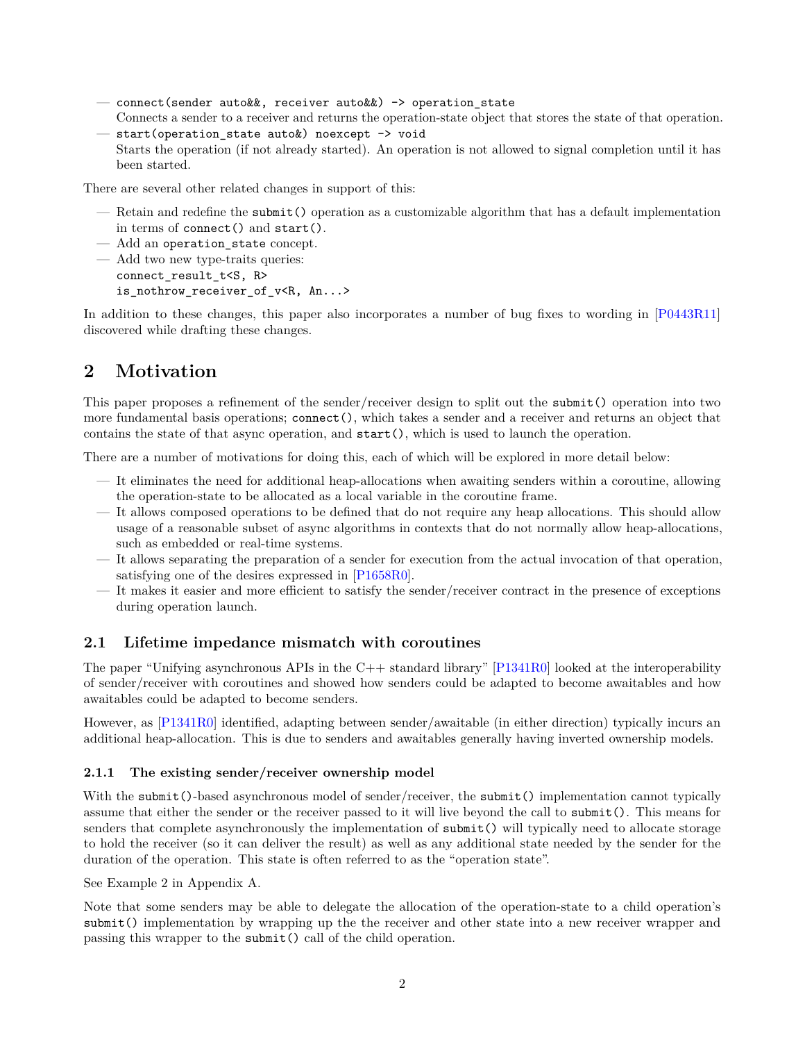- `connect(sender auto&&, receiver auto&&) -> operation_state`
  Connects a sender to a receiver and returns the operation-state object that stores the state of that operation.
- `start(operation_state auto&) noexcept -> void`
  Starts the operation (if not already started). An operation is not allowed to signal completion until it has been started.

There are several other related changes in support of this:

- Retain and redefine the `submit()` operation as a customizable algorithm that has a default implementation in terms of `connect()` and `start()`.
- Add an `operation_state` concept.
- Add two new type-traits queries:
  `connect_result_t<S, R>`
  `is_nothrow_receiver_of_v<R, An...>`

In addition to these changes, this paper also incorporates a number of bug fixes to wording in [P0443R11] discovered while drafting these changes.

# 2 Motivation

This paper proposes a refinement of the sender/receiver design to split out the `submit()` operation into two more fundamental basis operations; `connect()`, which takes a sender and a receiver and returns an object that contains the state of that async operation, and `start()`, which is used to launch the operation.

There are a number of motivations for doing this, each of which will be explored in more detail below:

- It eliminates the need for additional heap-allocations when awaiting senders within a coroutine, allowing the operation-state to be allocated as a local variable in the coroutine frame.
- It allows composed operations to be defined that do not require any heap allocations. This should allow usage of a reasonable subset of async algorithms in contexts that do not normally allow heap-allocations, such as embedded or real-time systems.
- It allows separating the preparation of a sender for execution from the actual invocation of that operation, satisfying one of the desires expressed in [P1658R0].
- It makes it easier and more efficient to satisfy the sender/receiver contract in the presence of exceptions during operation launch.

## 2.1 Lifetime impedance mismatch with coroutines

The paper "Unifying asynchronous APIs in the C++ standard library" [P1341R0] looked at the interoperability of sender/receiver with coroutines and showed how senders could be adapted to become awaitables and how awaitables could be adapted to become senders.

However, as [P1341R0] identified, adapting between sender/awaitable (in either direction) typically incurs an additional heap-allocation. This is due to senders and awaitables generally having inverted ownership models.

### 2.1.1 The existing sender/receiver ownership model

With the `submit()`-based asynchronous model of sender/receiver, the `submit()` implementation cannot typically assume that either the sender or the receiver passed to it will live beyond the call to `submit()`. This means for senders that complete asynchronously the implementation of `submit()` will typically need to allocate storage to hold the receiver (so it can deliver the result) as well as any additional state needed by the sender for the duration of the operation. This state is often referred to as the "operation state".

See Example 2 in Appendix A.

Note that some senders may be able to delegate the allocation of the operation-state to a child operation's `submit()` implementation by wrapping up the the receiver and other state into a new receiver wrapper and passing this wrapper to the `submit()` call of the child operation.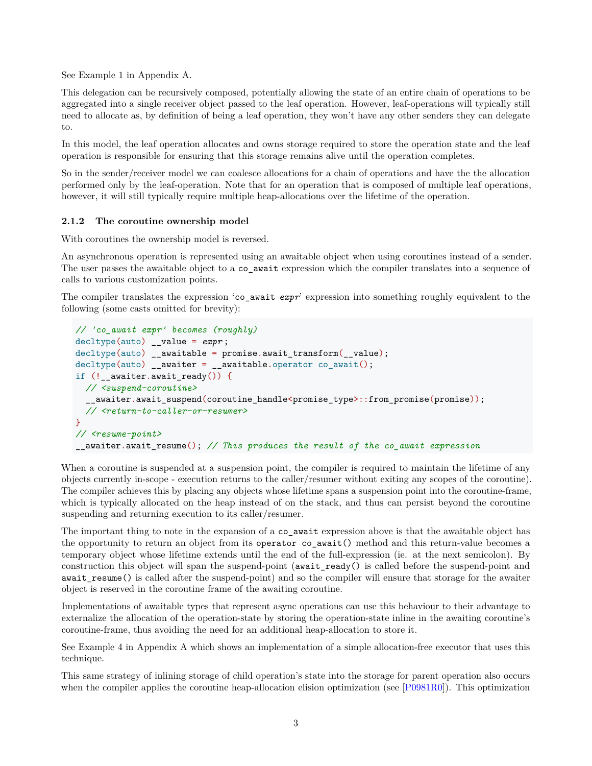See Example 1 in Appendix A.

This delegation can be recursively composed, potentially allowing the state of an entire chain of operations to be aggregated into a single receiver object passed to the leaf operation. However, leaf-operations will typically still need to allocate as, by definition of being a leaf operation, they won't have any other senders they can delegate to.

In this model, the leaf operation allocates and owns storage required to store the operation state and the leaf operation is responsible for ensuring that this storage remains alive until the operation completes.

So in the sender/receiver model we can coalesce allocations for a chain of operations and have the the allocation performed only by the leaf-operation. Note that for an operation that is composed of multiple leaf operations, however, it will still typically require multiple heap-allocations over the lifetime of the operation.

### 2.1.2 The coroutine ownership model

With coroutines the ownership model is reversed.

An asynchronous operation is represented using an awaitable object when using coroutines instead of a sender. The user passes the awaitable object to a `co_await` expression which the compiler translates into a sequence of calls to various customization points.

The compiler translates the expression '`co_await` ***expr***' expression into something roughly equivalent to the following (some casts omitted for brevity):

```
// 'co_await expr' becomes (roughly)
decltype(auto) __value = expr;
decltype(auto) __awaitable = promise.await_transform(__value);
decltype(auto) __awaiter = __awaitable.operator co_await();
if (!__awaiter.await_ready()) {
  // <suspend-coroutine>
  __awaiter.await_suspend(coroutine_handle<promise_type>::from_promise(promise));
  // <return-to-caller-or-resumer>
}
// <resume-point>
__awaiter.await_resume(); // This produces the result of the co_await expression
```

When a coroutine is suspended at a suspension point, the compiler is required to maintain the lifetime of any objects currently in-scope - execution returns to the caller/resumer without exiting any scopes of the coroutine). The compiler achieves this by placing any objects whose lifetime spans a suspension point into the coroutine-frame, which is typically allocated on the heap instead of on the stack, and thus can persist beyond the coroutine suspending and returning execution to its caller/resumer.

The important thing to note in the expansion of a `co_await` expression above is that the awaitable object has the opportunity to return an object from its `operator co_await()` method and this return-value becomes a temporary object whose lifetime extends until the end of the full-expression (ie. at the next semicolon). By construction this object will span the suspend-point (`await_ready()` is called before the suspend-point and `await_resume()` is called after the suspend-point) and so the compiler will ensure that storage for the awaiter object is reserved in the coroutine frame of the awaiting coroutine.

Implementations of awaitable types that represent async operations can use this behaviour to their advantage to externalize the allocation of the operation-state by storing the operation-state inline in the awaiting coroutine's coroutine-frame, thus avoiding the need for an additional heap-allocation to store it.

See Example 4 in Appendix A which shows an implementation of a simple allocation-free executor that uses this technique.

This same strategy of inlining storage of child operation's state into the storage for parent operation also occurs when the compiler applies the coroutine heap-allocation elision optimization (see [P0981R0]). This optimization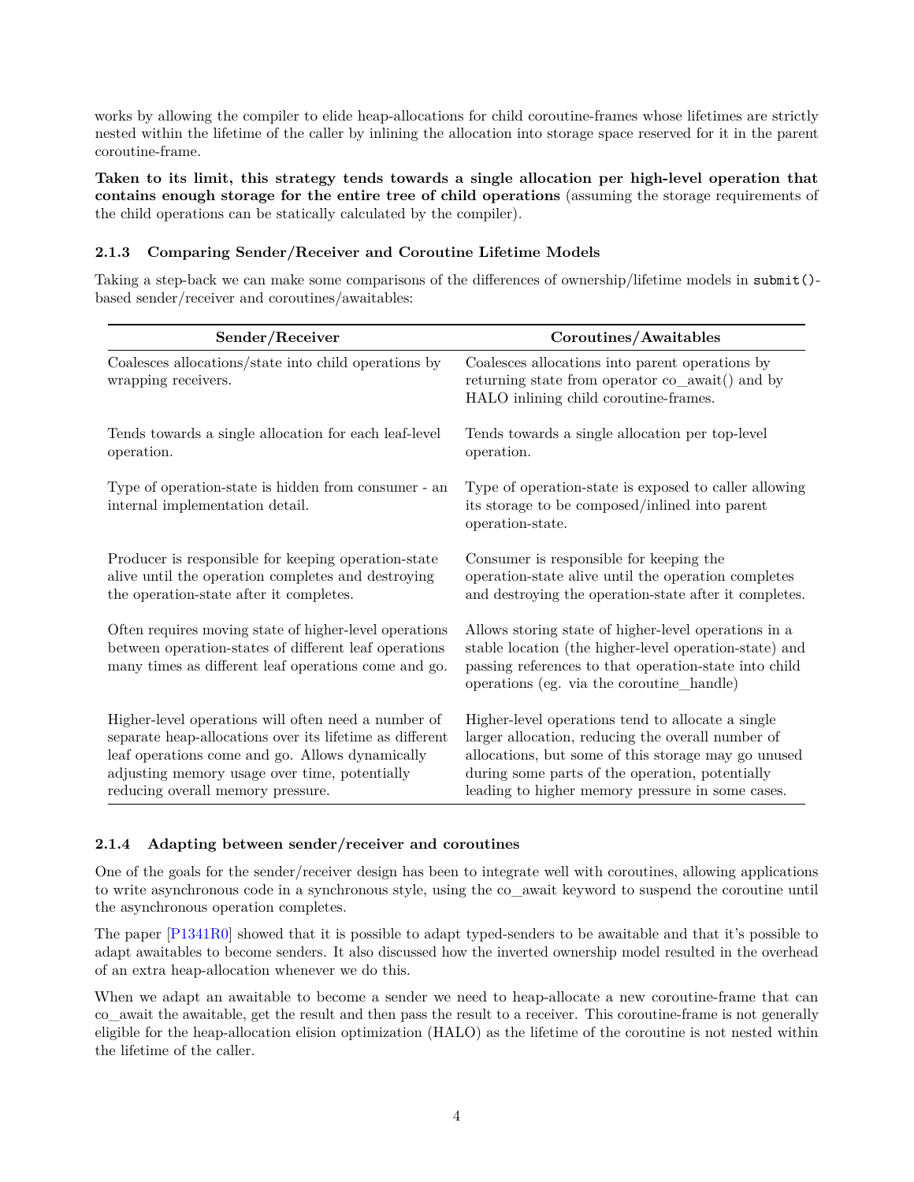works by allowing the compiler to elide heap-allocations for child coroutine-frames whose lifetimes are strictly nested within the lifetime of the caller by inlining the allocation into storage space reserved for it in the parent coroutine-frame.

**Taken to its limit, this strategy tends towards a single allocation per high-level operation that contains enough storage for the entire tree of child operations** (assuming the storage requirements of the child operations can be statically calculated by the compiler).

### 2.1.3 Comparing Sender/Receiver and Coroutine Lifetime Models

Taking a step-back we can make some comparisons of the differences of ownership/lifetime models in `submit()`-based sender/receiver and coroutines/awaitables:

| Sender/Receiver | Coroutines/Awaitables |
|---|---|
| Coalesces allocations/state into child operations by wrapping receivers. | Coalesces allocations into parent operations by returning state from operator co_await() and by HALO inlining child coroutine-frames. |
| Tends towards a single allocation for each leaf-level operation. | Tends towards a single allocation per top-level operation. |
| Type of operation-state is hidden from consumer - an internal implementation detail. | Type of operation-state is exposed to caller allowing its storage to be composed/inlined into parent operation-state. |
| Producer is responsible for keeping operation-state alive until the operation completes and destroying the operation-state after it completes. | Consumer is responsible for keeping the operation-state alive until the operation completes and destroying the operation-state after it completes. |
| Often requires moving state of higher-level operations between operation-states of different leaf operations many times as different leaf operations come and go. | Allows storing state of higher-level operations in a stable location (the higher-level operation-state) and passing references to that operation-state into child operations (eg. via the coroutine_handle) |
| Higher-level operations will often need a number of separate heap-allocations over its lifetime as different leaf operations come and go. Allows dynamically adjusting memory usage over time, potentially reducing overall memory pressure. | Higher-level operations tend to allocate a single larger allocation, reducing the overall number of allocations, but some of this storage may go unused during some parts of the operation, potentially leading to higher memory pressure in some cases. |

### 2.1.4 Adapting between sender/receiver and coroutines

One of the goals for the sender/receiver design has been to integrate well with coroutines, allowing applications to write asynchronous code in a synchronous style, using the co_await keyword to suspend the coroutine until the asynchronous operation completes.

The paper [P1341R0] showed that it is possible to adapt typed-senders to be awaitable and that it's possible to adapt awaitables to become senders. It also discussed how the inverted ownership model resulted in the overhead of an extra heap-allocation whenever we do this.

When we adapt an awaitable to become a sender we need to heap-allocate a new coroutine-frame that can co_await the awaitable, get the result and then pass the result to a receiver. This coroutine-frame is not generally eligible for the heap-allocation elision optimization (HALO) as the lifetime of the coroutine is not nested within the lifetime of the caller.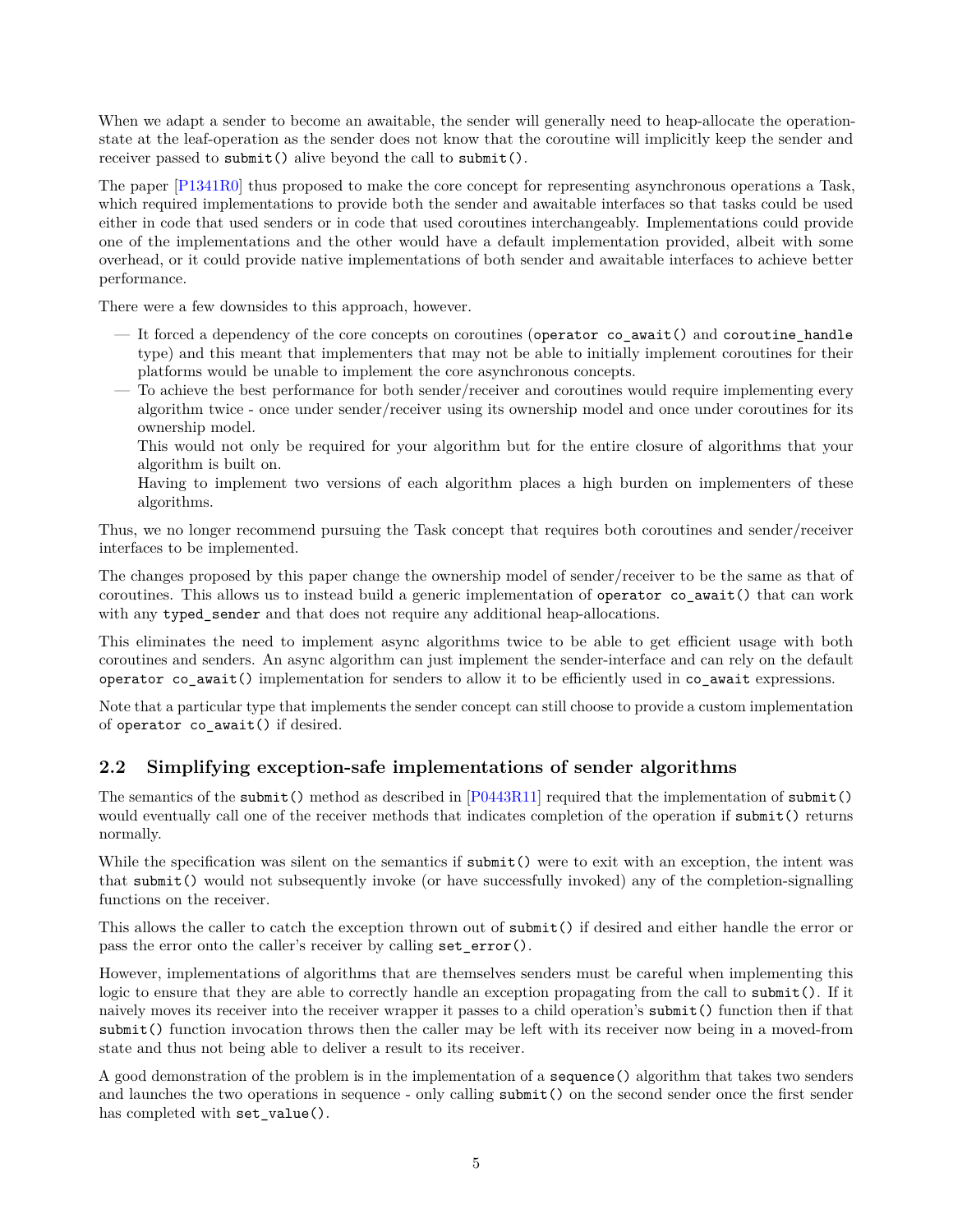When we adapt a sender to become an awaitable, the sender will generally need to heap-allocate the operation-state at the leaf-operation as the sender does not know that the coroutine will implicitly keep the sender and receiver passed to `submit()` alive beyond the call to `submit()`.

The paper [P1341R0] thus proposed to make the core concept for representing asynchronous operations a Task, which required implementations to provide both the sender and awaitable interfaces so that tasks could be used either in code that used senders or in code that used coroutines interchangeably. Implementations could provide one of the implementations and the other would have a default implementation provided, albeit with some overhead, or it could provide native implementations of both sender and awaitable interfaces to achieve better performance.

There were a few downsides to this approach, however.

- It forced a dependency of the core concepts on coroutines (`operator co_await()` and `coroutine_handle` type) and this meant that implementers that may not be able to initially implement coroutines for their platforms would be unable to implement the core asynchronous concepts.
- To achieve the best performance for both sender/receiver and coroutines would require implementing every algorithm twice - once under sender/receiver using its ownership model and once under coroutines for its ownership model.

  This would not only be required for your algorithm but for the entire closure of algorithms that your algorithm is built on.

  Having to implement two versions of each algorithm places a high burden on implementers of these algorithms.

Thus, we no longer recommend pursuing the Task concept that requires both coroutines and sender/receiver interfaces to be implemented.

The changes proposed by this paper change the ownership model of sender/receiver to be the same as that of coroutines. This allows us to instead build a generic implementation of `operator co_await()` that can work with any `typed_sender` and that does not require any additional heap-allocations.

This eliminates the need to implement async algorithms twice to be able to get efficient usage with both coroutines and senders. An async algorithm can just implement the sender-interface and can rely on the default `operator co_await()` implementation for senders to allow it to be efficiently used in `co_await` expressions.

Note that a particular type that implements the sender concept can still choose to provide a custom implementation of `operator co_await()` if desired.

## 2.2 Simplifying exception-safe implementations of sender algorithms

The semantics of the `submit()` method as described in [P0443R11] required that the implementation of `submit()` would eventually call one of the receiver methods that indicates completion of the operation if `submit()` returns normally.

While the specification was silent on the semantics if `submit()` were to exit with an exception, the intent was that `submit()` would not subsequently invoke (or have successfully invoked) any of the completion-signalling functions on the receiver.

This allows the caller to catch the exception thrown out of `submit()` if desired and either handle the error or pass the error onto the caller's receiver by calling `set_error()`.

However, implementations of algorithms that are themselves senders must be careful when implementing this logic to ensure that they are able to correctly handle an exception propagating from the call to `submit()`. If it naively moves its receiver into the receiver wrapper it passes to a child operation's `submit()` function then if that `submit()` function invocation throws then the caller may be left with its receiver now being in a moved-from state and thus not being able to deliver a result to its receiver.

A good demonstration of the problem is in the implementation of a `sequence()` algorithm that takes two senders and launches the two operations in sequence - only calling `submit()` on the second sender once the first sender has completed with `set_value()`.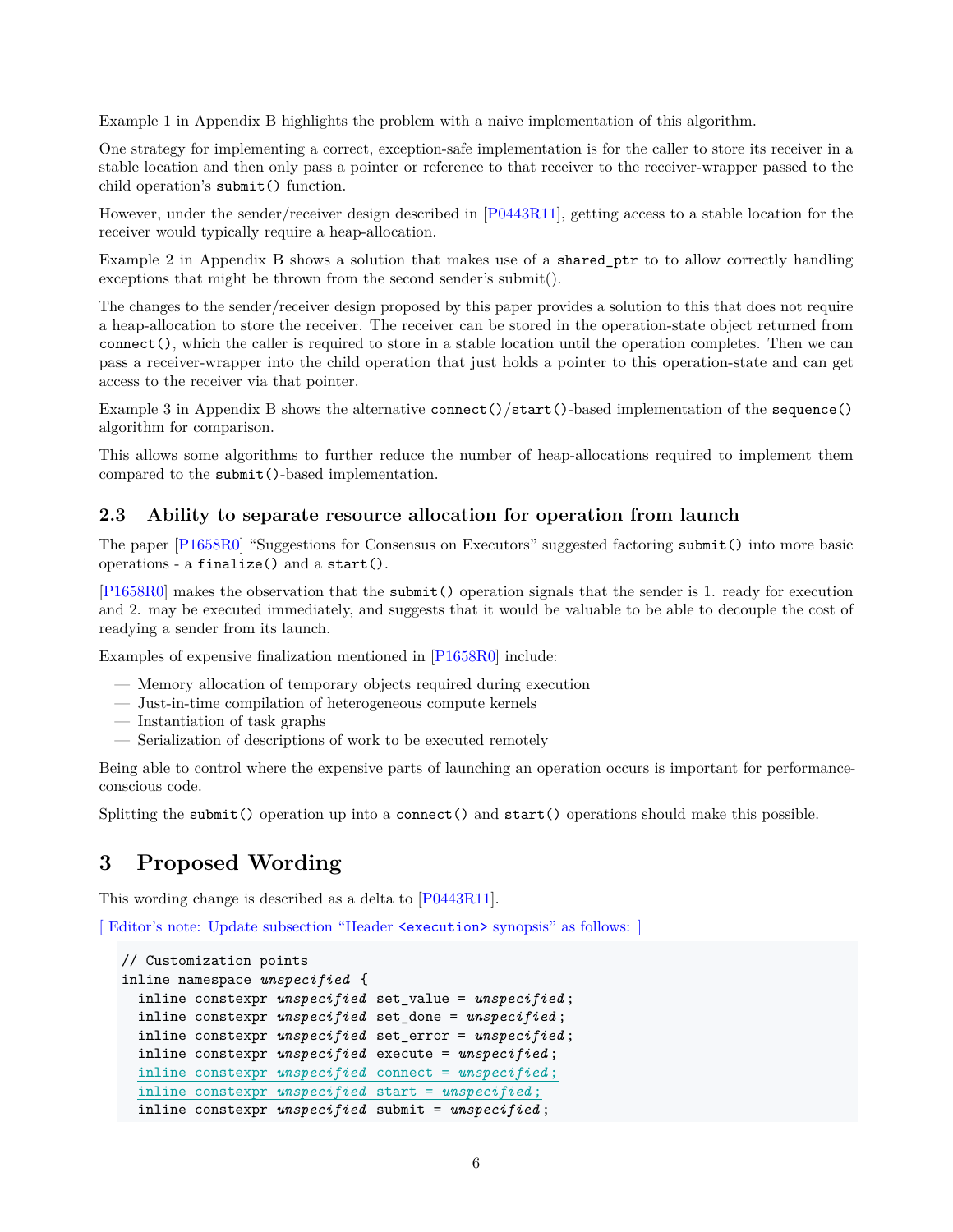Example 1 in Appendix B highlights the problem with a naive implementation of this algorithm.

One strategy for implementing a correct, exception-safe implementation is for the caller to store its receiver in a stable location and then only pass a pointer or reference to that receiver to the receiver-wrapper passed to the child operation's `submit()` function.

However, under the sender/receiver design described in [P0443R11], getting access to a stable location for the receiver would typically require a heap-allocation.

Example 2 in Appendix B shows a solution that makes use of a `shared_ptr` to to allow correctly handling exceptions that might be thrown from the second sender's submit().

The changes to the sender/receiver design proposed by this paper provides a solution to this that does not require a heap-allocation to store the receiver. The receiver can be stored in the operation-state object returned from `connect()`, which the caller is required to store in a stable location until the operation completes. Then we can pass a receiver-wrapper into the child operation that just holds a pointer to this operation-state and can get access to the receiver via that pointer.

Example 3 in Appendix B shows the alternative `connect()`/`start()`-based implementation of the `sequence()` algorithm for comparison.

This allows some algorithms to further reduce the number of heap-allocations required to implement them compared to the `submit()`-based implementation.

### 2.3 Ability to separate resource allocation for operation from launch

The paper [P1658R0] "Suggestions for Consensus on Executors" suggested factoring `submit()` into more basic operations - a `finalize()` and a `start()`.

[P1658R0] makes the observation that the `submit()` operation signals that the sender is 1. ready for execution and 2. may be executed immediately, and suggests that it would be valuable to be able to decouple the cost of readying a sender from its launch.

Examples of expensive finalization mentioned in [P1658R0] include:

- Memory allocation of temporary objects required during execution
- Just-in-time compilation of heterogeneous compute kernels
- Instantiation of task graphs
- Serialization of descriptions of work to be executed remotely

Being able to control where the expensive parts of launching an operation occurs is important for performance-conscious code.

Splitting the `submit()` operation up into a `connect()` and `start()` operations should make this possible.

## 3 Proposed Wording

This wording change is described as a delta to [P0443R11].

[ Editor's note: Update subsection "Header `<execution>` synopsis" as follows: ]

```
// Customization points
inline namespace unspecified {
  inline constexpr unspecified set_value = unspecified;
  inline constexpr unspecified set_done = unspecified;
  inline constexpr unspecified set_error = unspecified;
  inline constexpr unspecified execute = unspecified;
  inline constexpr unspecified connect = unspecified;
  inline constexpr unspecified start = unspecified;
  inline constexpr unspecified submit = unspecified;
```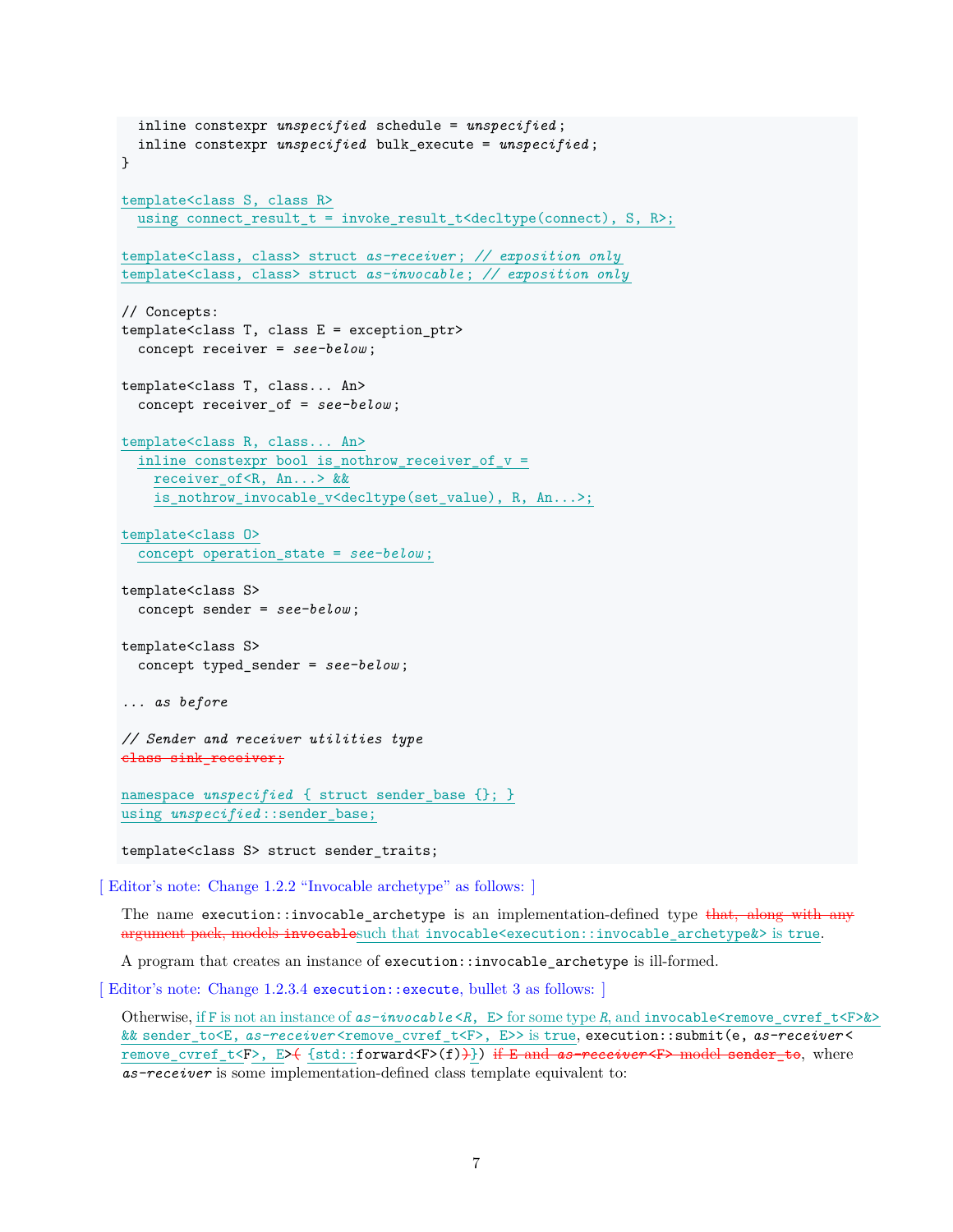```
  inline constexpr unspecified schedule = unspecified;
  inline constexpr unspecified bulk_execute = unspecified;
}

template<class S, class R>
  using connect_result_t = invoke_result_t<decltype(connect), S, R>;

template<class, class> struct as-receiver; // exposition only
template<class, class> struct as-invocable; // exposition only

// Concepts:
template<class T, class E = exception_ptr>
  concept receiver = see-below;

template<class T, class... An>
  concept receiver_of = see-below;

template<class R, class... An>
  inline constexpr bool is_nothrow_receiver_of_v =
    receiver_of<R, An...> &&
    is_nothrow_invocable_v<decltype(set_value), R, An...>;

template<class O>
  concept operation_state = see-below;

template<class S>
  concept sender = see-below;

template<class S>
  concept typed_sender = see-below;

... as before

// Sender and receiver utilities type
class sink_receiver;

namespace unspecified { struct sender_base {}; }
using unspecified::sender_base;

template<class S> struct sender_traits;
```

[ Editor's note: Change 1.2.2 "Invocable archetype" as follows: ]

The name `execution::invocable_archetype` is an implementation-defined type ~~that, along with any argument pack, models invocable~~such that `invocable<execution::invocable_archetype&>` is `true`.

A program that creates an instance of `execution::invocable_archetype` is ill-formed.

[ Editor's note: Change 1.2.3.4 `execution::execute`, bullet 3 as follows: ]

Otherwise, if `F` is not an instance of *`as-invocable`*`<`*`R`*`, E>` for some type *`R`*, and `invocable<remove_cvref_t<F>&> && sender_to<E, `*`as-receiver`*`<remove_cvref_t<F>, E>>` is `true`, `execution::submit(e, `*`as-receiver`*`<remove_cvref_t<F>, E>`~~(~~`{std::forward<F>(f)`~~)~~`})` ~~if E and *as-receiver*<F> model sender_to~~, where *`as-receiver`* is some implementation-defined class template equivalent to: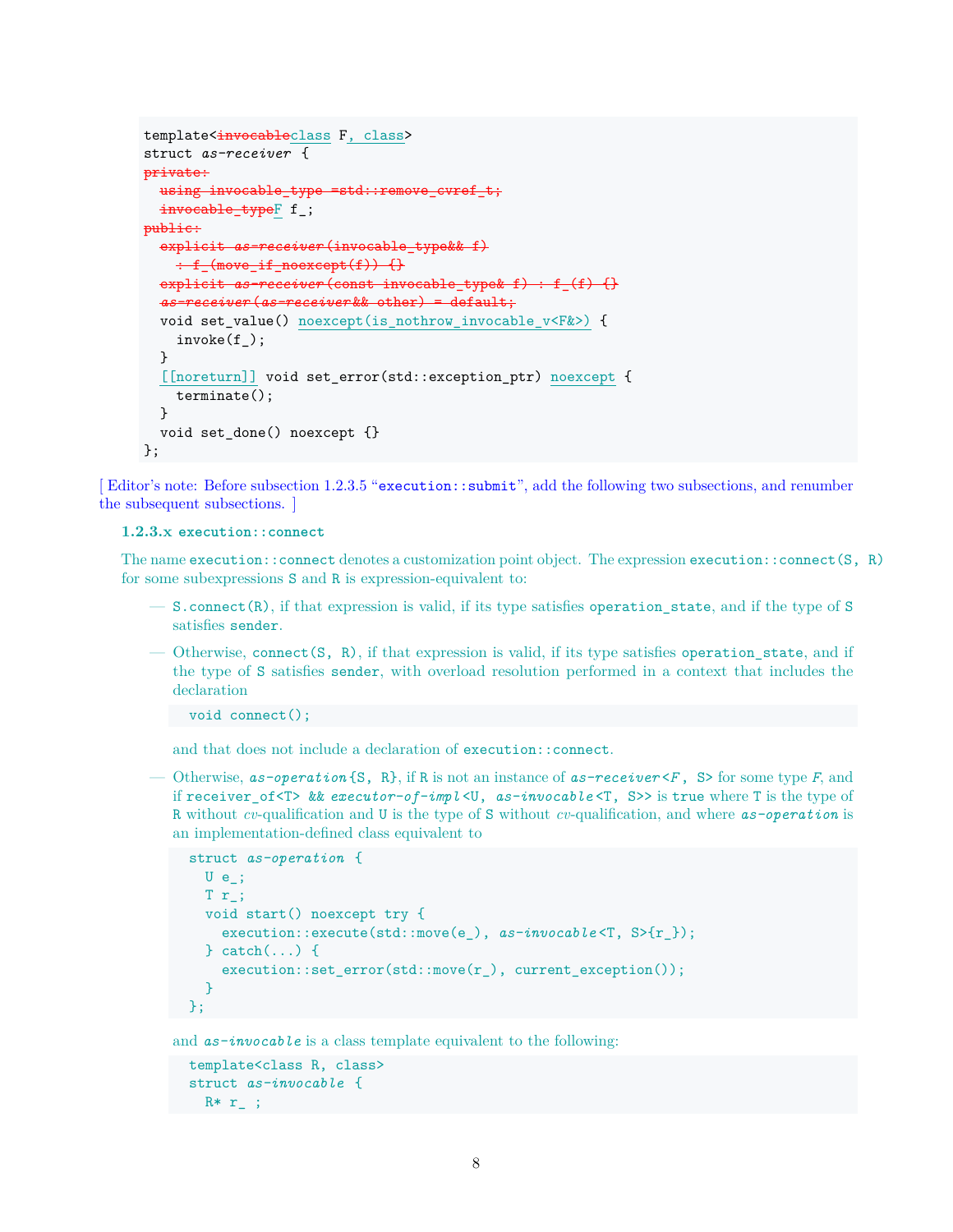```
template<invocableclass F, class>
struct as-receiver {
private:
  using invocable_type =std::remove_cvref_t;
  invocable_typeF f_;
public:
  explicit as-receiver(invocable_type&& f)
    : f_(move_if_noexcept(f)) {}
  explicit as-receiver(const invocable_type& f) : f_(f) {}
  as-receiver(as-receiver&& other) = default;
  void set_value() noexcept(is_nothrow_invocable_v<F&>) {
    invoke(f_);
  }
  [[noreturn]] void set_error(std::exception_ptr) noexcept {
    terminate();
  }
  void set_done() noexcept {}
};
```

[ Editor's note: Before subsection 1.2.3.5 "`execution::submit`", add the following two subsections, and renumber the subsequent subsections. ]

#### 1.2.3.x `execution::connect`

The name `execution::connect` denotes a customization point object. The expression `execution::connect(S, R)` for some subexpressions `S` and `R` is expression-equivalent to:

— `S.connect(R)`, if that expression is valid, if its type satisfies `operation_state`, and if the type of `S` satisfies `sender`.

— Otherwise, `connect(S, R)`, if that expression is valid, if its type satisfies `operation_state`, and if the type of `S` satisfies `sender`, with overload resolution performed in a context that includes the declaration

```
void connect();
```

and that does not include a declaration of `execution::connect`.

— Otherwise, *`as-operation`*`{S, R}`, if `R` is not an instance of *`as-receiver`*`<`*`F`*`, S>` for some type *F*, and if `receiver_of<T> &&` *`executor-of-impl`*`<U,` *`as-invocable`*`<T, S>>` is `true` where `T` is the type of `R` without *cv*-qualification and `U` is the type of `S` without *cv*-qualification, and where *`as-operation`* is an implementation-defined class equivalent to

```
struct as-operation {
  U e_;
  T r_;
  void start() noexcept try {
    execution::execute(std::move(e_), as-invocable<T, S>{r_});
  } catch(...) {
    execution::set_error(std::move(r_), current_exception());
  }
};
```

and *`as-invocable`* is a class template equivalent to the following:

```
template<class R, class>
struct as-invocable {
  R* r_ ;
```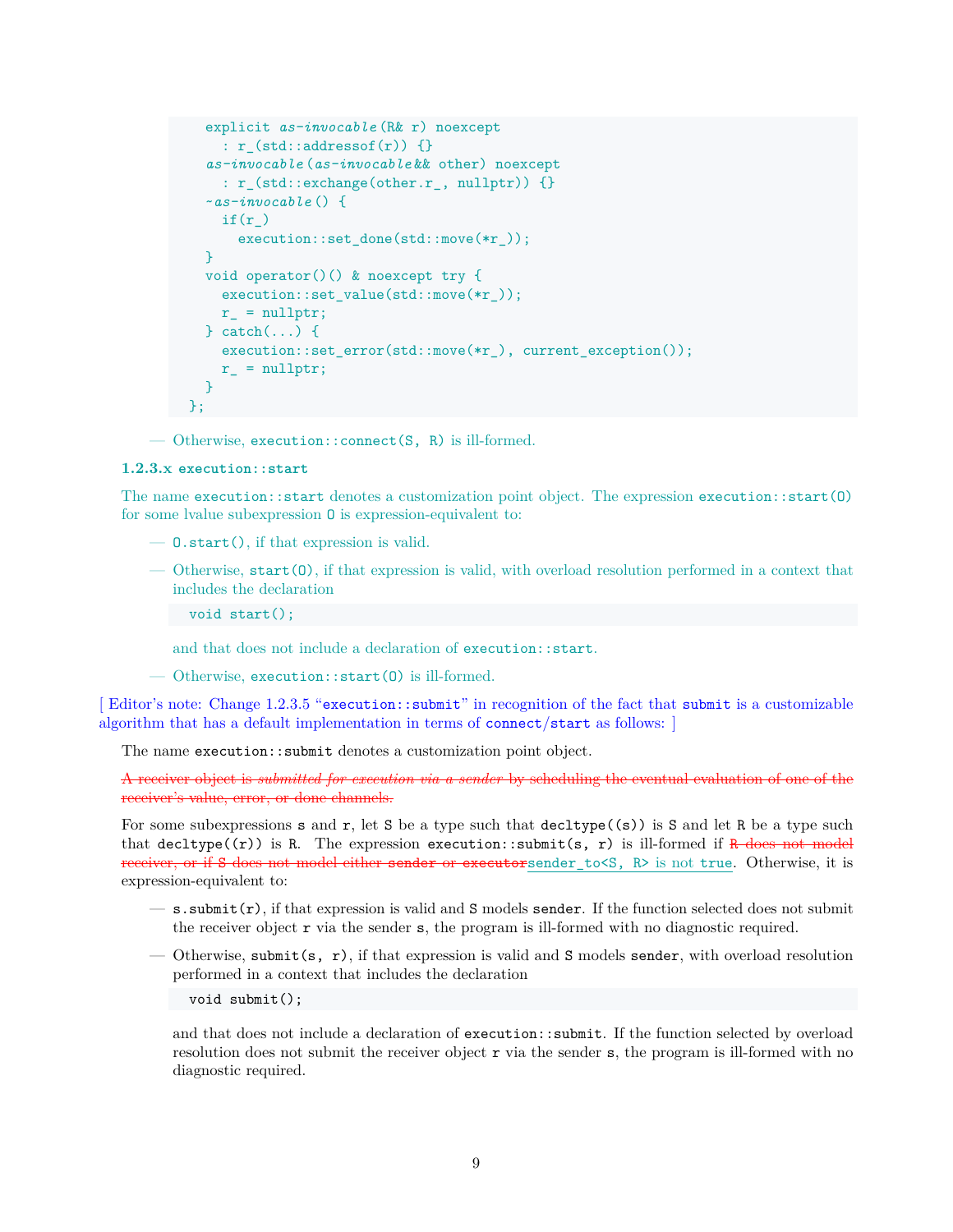```
    explicit as-invocable(R& r) noexcept
      : r_(std::addressof(r)) {}
    as-invocable(as-invocable&& other) noexcept
      : r_(std::exchange(other.r_, nullptr)) {}
    ~as-invocable() {
      if(r_)
        execution::set_done(std::move(*r_));
    }
    void operator()() & noexcept try {
      execution::set_value(std::move(*r_));
      r_ = nullptr;
    } catch(...) {
      execution::set_error(std::move(*r_), current_exception());
      r_ = nullptr;
    }
  };
```

— Otherwise, `execution::connect(S, R)` is ill-formed.

#### 1.2.3.x `execution::start`

The name `execution::start` denotes a customization point object. The expression `execution::start(O)` for some lvalue subexpression `O` is expression-equivalent to:

— `O.start()`, if that expression is valid.

— Otherwise, `start(O)`, if that expression is valid, with overload resolution performed in a context that includes the declaration

```
void start();
```

and that does not include a declaration of `execution::start`.

— Otherwise, `execution::start(O)` is ill-formed.

[ Editor's note: Change 1.2.3.5 "`execution::submit`" in recognition of the fact that `submit` is a customizable algorithm that has a default implementation in terms of `connect`/`start` as follows: ]

The name `execution::submit` denotes a customization point object.

~~A receiver object is *submitted for execution via a sender* by scheduling the eventual evaluation of one of the receiver's value, error, or done channels.~~

For some subexpressions `s` and `r`, let `S` be a type such that `decltype((s))` is `S` and let `R` be a type such that `decltype((r))` is `R`. The expression `execution::submit(s, r)` is ill-formed if ~~`R` does not model receiver, or if `S` does not model either `sender` or `executor`~~`sender_to<S, R>` is not `true`. Otherwise, it is expression-equivalent to:

— `s.submit(r)`, if that expression is valid and `S` models `sender`. If the function selected does not submit the receiver object `r` via the sender `s`, the program is ill-formed with no diagnostic required.

— Otherwise, `submit(s, r)`, if that expression is valid and `S` models `sender`, with overload resolution performed in a context that includes the declaration

```
void submit();
```

and that does not include a declaration of `execution::submit`. If the function selected by overload resolution does not submit the receiver object `r` via the sender `s`, the program is ill-formed with no diagnostic required.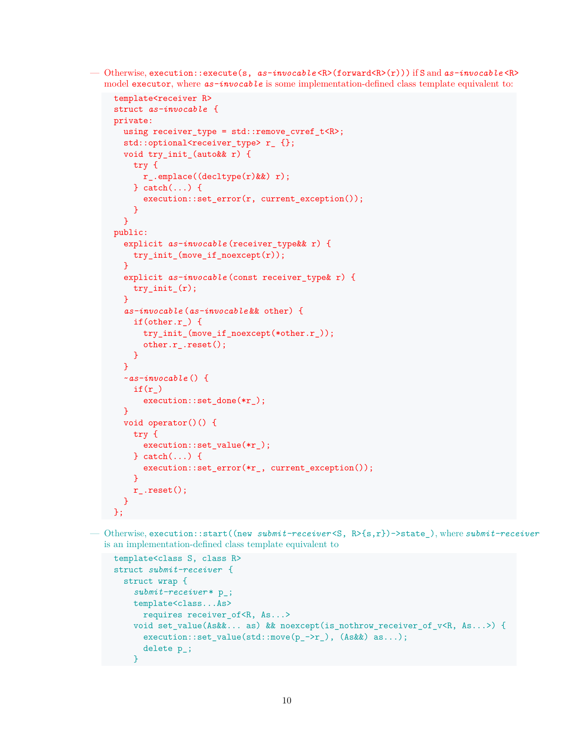— Otherwise, `execution::execute(s, as-invocable<R>(forward<R>(r)))` if `S` and `as-invocable<R>` model `executor`, where *`as-invocable`* is some implementation-defined class template equivalent to:

```
template<receiver R>
struct as-invocable {
private:
  using receiver_type = std::remove_cvref_t<R>;
  std::optional<receiver_type> r_ {};
  void try_init_(auto&& r) {
    try {
      r_.emplace((decltype(r)&&) r);
    } catch(...) {
      execution::set_error(r, current_exception());
    }
  }
public:
  explicit as-invocable(receiver_type&& r) {
    try_init_(move_if_noexcept(r));
  }
  explicit as-invocable(const receiver_type& r) {
    try_init_(r);
  }
  as-invocable(as-invocable&& other) {
    if(other.r_) {
      try_init_(move_if_noexcept(*other.r_));
      other.r_.reset();
    }
  }
  ~as-invocable() {
    if(r_)
      execution::set_done(*r_);
  }
  void operator()() {
    try {
      execution::set_value(*r_);
    } catch(...) {
      execution::set_error(*r_, current_exception());
    }
    r_.reset();
  }
};
```

— Otherwise, `execution::start((new submit-receiver<S, R>{s,r})->state_)`, where *`submit-receiver`* is an implementation-defined class template equivalent to

```
template<class S, class R>
struct submit-receiver {
  struct wrap {
    submit-receiver* p_;
    template<class...As>
      requires receiver_of<R, As...>
    void set_value(As&&... as) && noexcept(is_nothrow_receiver_of_v<R, As...>) {
      execution::set_value(std::move(p_->r_), (As&&) as...);
      delete p_;
    }
```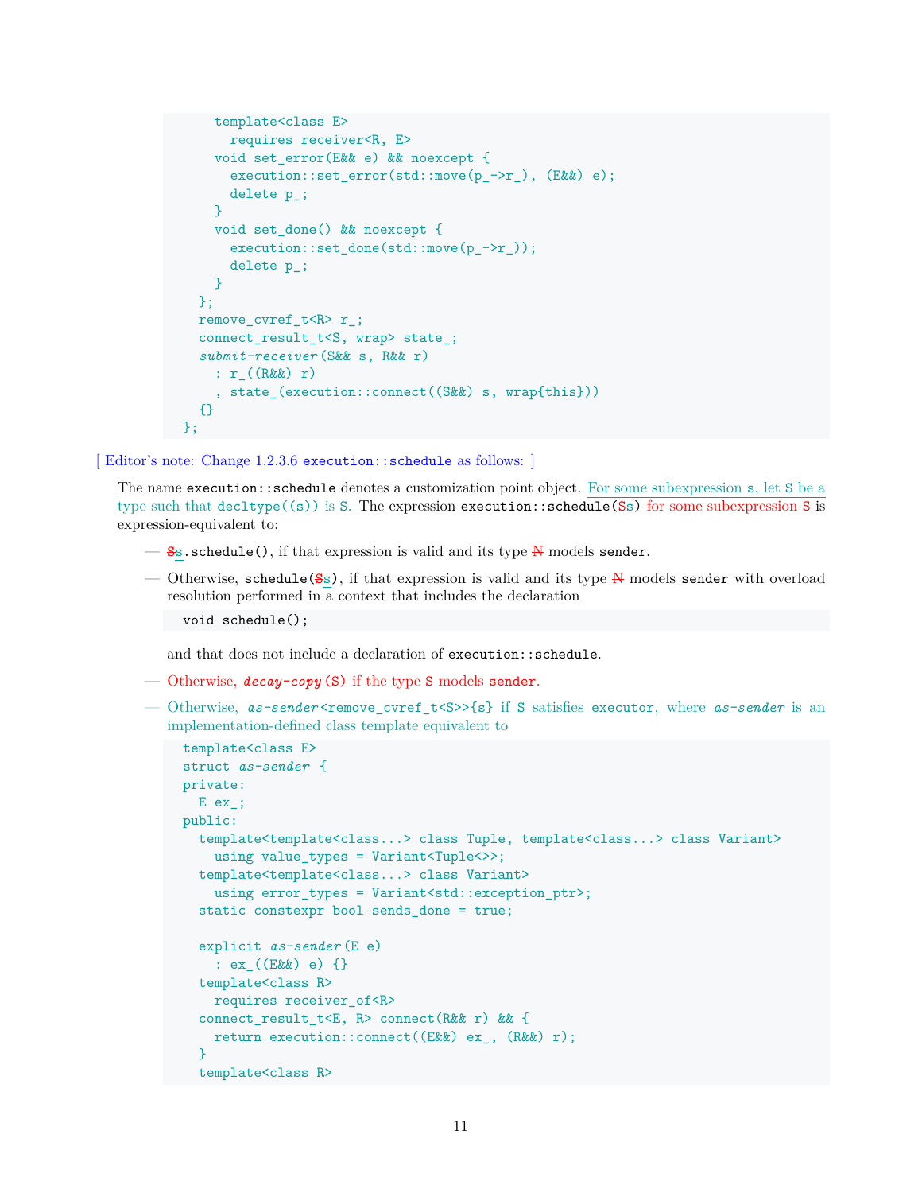```
      template<class E>
        requires receiver<R, E>
      void set_error(E&& e) && noexcept {
        execution::set_error(std::move(p_->r_), (E&&) e);
        delete p_;
      }
      void set_done() && noexcept {
        execution::set_done(std::move(p_->r_));
        delete p_;
      }
    };
    remove_cvref_t<R> r_;
    connect_result_t<S, wrap> state_;
    submit-receiver(S&& s, R&& r)
      : r_((R&&) r)
      , state_(execution::connect((S&&) s, wrap{this}))
    {}
  };
```

[ Editor's note: Change 1.2.3.6 `execution::schedule` as follows: ]

The name `execution::schedule` denotes a customization point object. For some subexpression `s`, let `S` be a type such that `decltype((s))` is `S`. The expression `execution::schedule(~~S~~s)` ~~for some subexpression S~~ is expression-equivalent to:

— ~~S~~`s.schedule()`, if that expression is valid and its type ~~N~~ models `sender`.

— Otherwise, `schedule(~~S~~s)`, if that expression is valid and its type ~~N~~ models `sender` with overload resolution performed in a context that includes the declaration

```
void schedule();
```

and that does not include a declaration of `execution::schedule`.

— ~~Otherwise, *decay-copy*(S) if the type S models sender.~~

— Otherwise, *as-sender*`<remove_cvref_t<S>>{s}` if `S` satisfies `executor`, where *as-sender* is an implementation-defined class template equivalent to

```
template<class E>
struct as-sender {
private:
  E ex_;
public:
  template<template<class...> class Tuple, template<class...> class Variant>
    using value_types = Variant<Tuple<>>;
  template<template<class...> class Variant>
    using error_types = Variant<std::exception_ptr>;
  static constexpr bool sends_done = true;

  explicit as-sender(E e)
    : ex_((E&&) e) {}
  template<class R>
    requires receiver_of<R>
  connect_result_t<E, R> connect(R&& r) && {
    return execution::connect((E&&) ex_, (R&&) r);
  }
  template<class R>
```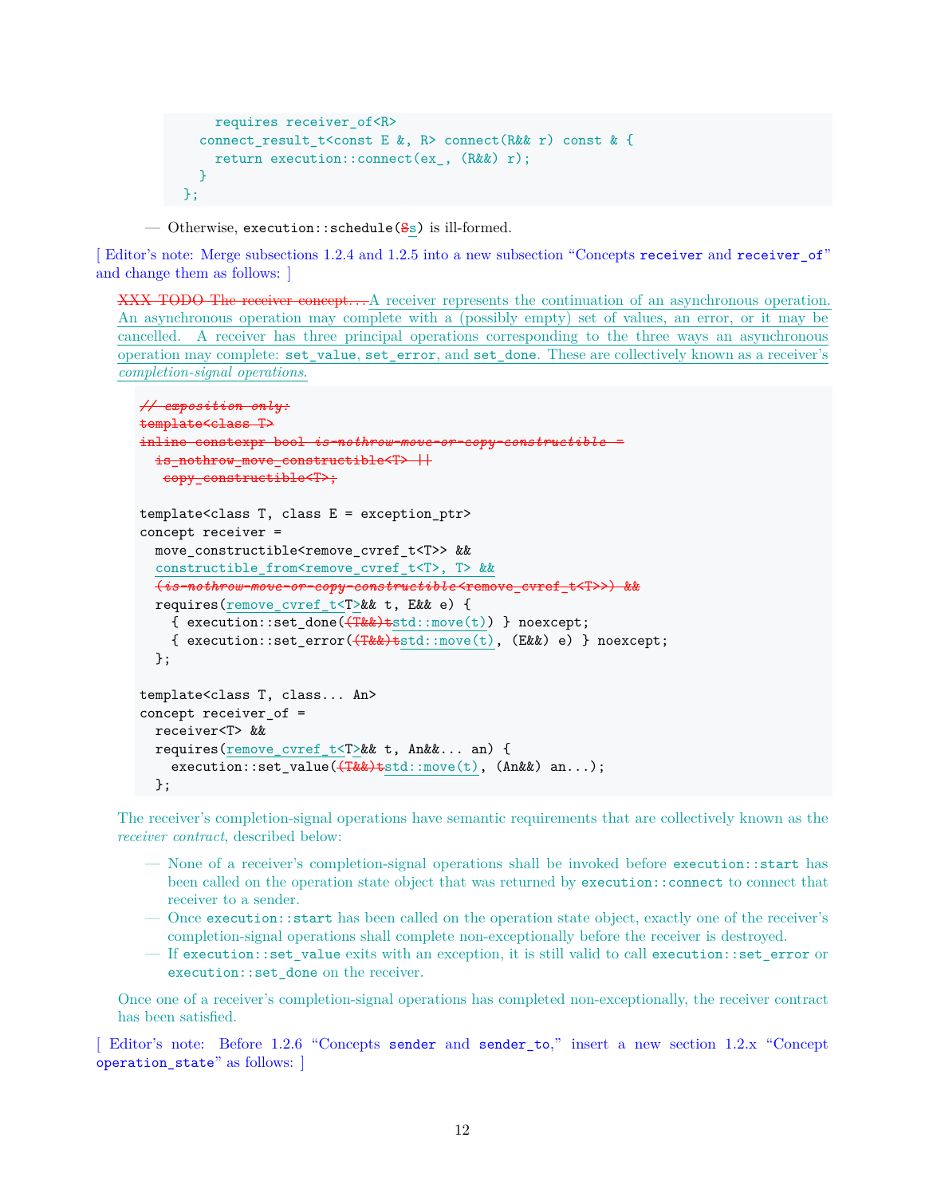```
      requires receiver_of<R>
    connect_result_t<const E &, R> connect(R&& r) const & {
      return execution::connect(ex_, (R&&) r);
    }
  };
```

— Otherwise, `execution::schedule(~~S~~s)` is ill-formed.

[ Editor's note: Merge subsections 1.2.4 and 1.2.5 into a new subsection "Concepts `receiver` and `receiver_of`" and change them as follows: ]

~~XXX TODO The receiver concept…~~A receiver represents the continuation of an asynchronous operation. An asynchronous operation may complete with a (possibly empty) set of values, an error, or it may be cancelled. A receiver has three principal operations corresponding to the three ways an asynchronous operation may complete: `set_value`, `set_error`, and `set_done`. These are collectively known as a receiver's *completion-signal operations*.

```
// exposition only:
template<class T>
inline constexpr bool is-nothrow-move-or-copy-constructible =
  is_nothrow_move_constructible<T> ||
   copy_constructible<T>;

template<class T, class E = exception_ptr>
concept receiver =
  move_constructible<remove_cvref_t<T>> &&
  constructible_from<remove_cvref_t<T>, T> &&
  (is-nothrow-move-or-copy-constructible<remove_cvref_t<T>>) &&
  requires(remove_cvref_t<T>&& t, E&& e) {
    { execution::set_done((T&&)tstd::move(t)) } noexcept;
    { execution::set_error((T&&)tstd::move(t), (E&&) e) } noexcept;
  };

template<class T, class... An>
concept receiver_of =
  receiver<T> &&
  requires(remove_cvref_t<T>&& t, An&&... an) {
    execution::set_value((T&&)tstd::move(t), (An&&) an...);
  };
```

The receiver's completion-signal operations have semantic requirements that are collectively known as the *receiver contract*, described below:

— None of a receiver's completion-signal operations shall be invoked before `execution::start` has been called on the operation state object that was returned by `execution::connect` to connect that receiver to a sender.

— Once `execution::start` has been called on the operation state object, exactly one of the receiver's completion-signal operations shall complete non-exceptionally before the receiver is destroyed.

— If `execution::set_value` exits with an exception, it is still valid to call `execution::set_error` or `execution::set_done` on the receiver.

Once one of a receiver's completion-signal operations has completed non-exceptionally, the receiver contract has been satisfied.

[ Editor's note: Before 1.2.6 "Concepts `sender` and `sender_to`," insert a new section 1.2.x "Concept `operation_state`" as follows: ]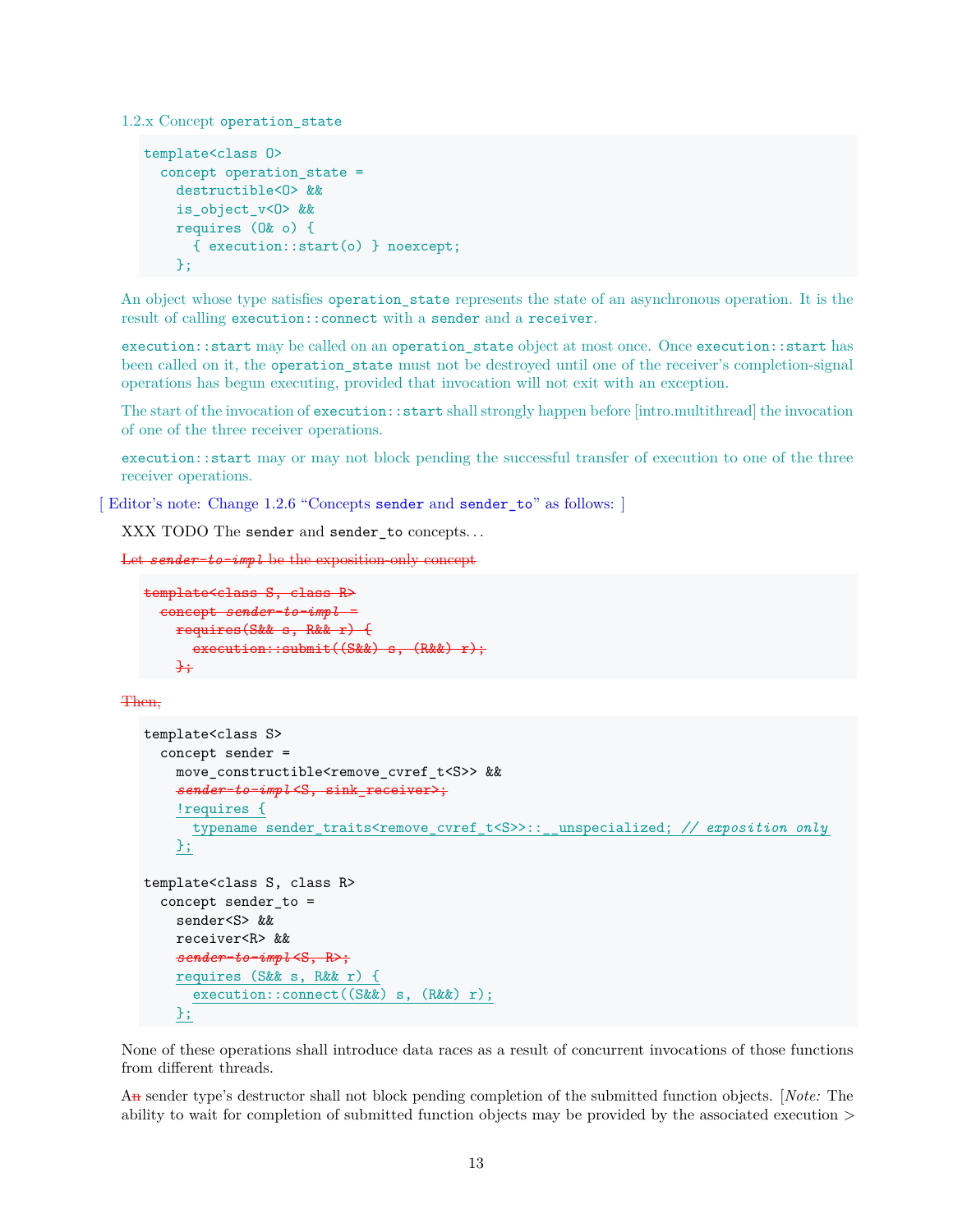1.2.x Concept `operation_state`

```
template<class O>
  concept operation_state =
    destructible<O> &&
    is_object_v<O> &&
    requires (O& o) {
      { execution::start(o) } noexcept;
    };
```

An object whose type satisfies `operation_state` represents the state of an asynchronous operation. It is the result of calling `execution::connect` with a `sender` and a `receiver`.

`execution::start` may be called on an `operation_state` object at most once. Once `execution::start` has been called on it, the `operation_state` must not be destroyed until one of the receiver's completion-signal operations has begun executing, provided that invocation will not exit with an exception.

The start of the invocation of `execution::start` shall strongly happen before [intro.multithread] the invocation of one of the three receiver operations.

`execution::start` may or may not block pending the successful transfer of execution to one of the three receiver operations.

[ Editor's note: Change 1.2.6 "Concepts `sender` and `sender_to`" as follows: ]

XXX TODO The `sender` and `sender_to` concepts...

~~Let *sender-to-impl* be the exposition-only concept~~

```
template<class S, class R>
  concept sender-to-impl =
    requires(S&& s, R&& r) {
      execution::submit((S&&) s, (R&&) r);
    };
```

~~Then,~~

```
template<class S>
  concept sender =
    move_constructible<remove_cvref_t<S>> &&
    sender-to-impl<S, sink_receiver>;
    !requires {
      typename sender_traits<remove_cvref_t<S>>::__unspecialized; // exposition only
    };

template<class S, class R>
  concept sender_to =
    sender<S> &&
    receiver<R> &&
    sender-to-impl<S, R>;
    requires (S&& s, R&& r) {
      execution::connect((S&&) s, (R&&) r);
    };
```

None of these operations shall introduce data races as a result of concurrent invocations of those functions from different threads.

A~~n~~ sender type's destructor shall not block pending completion of the submitted function objects. [*Note:* The ability to wait for completion of submitted function objects may be provided by the associated execution >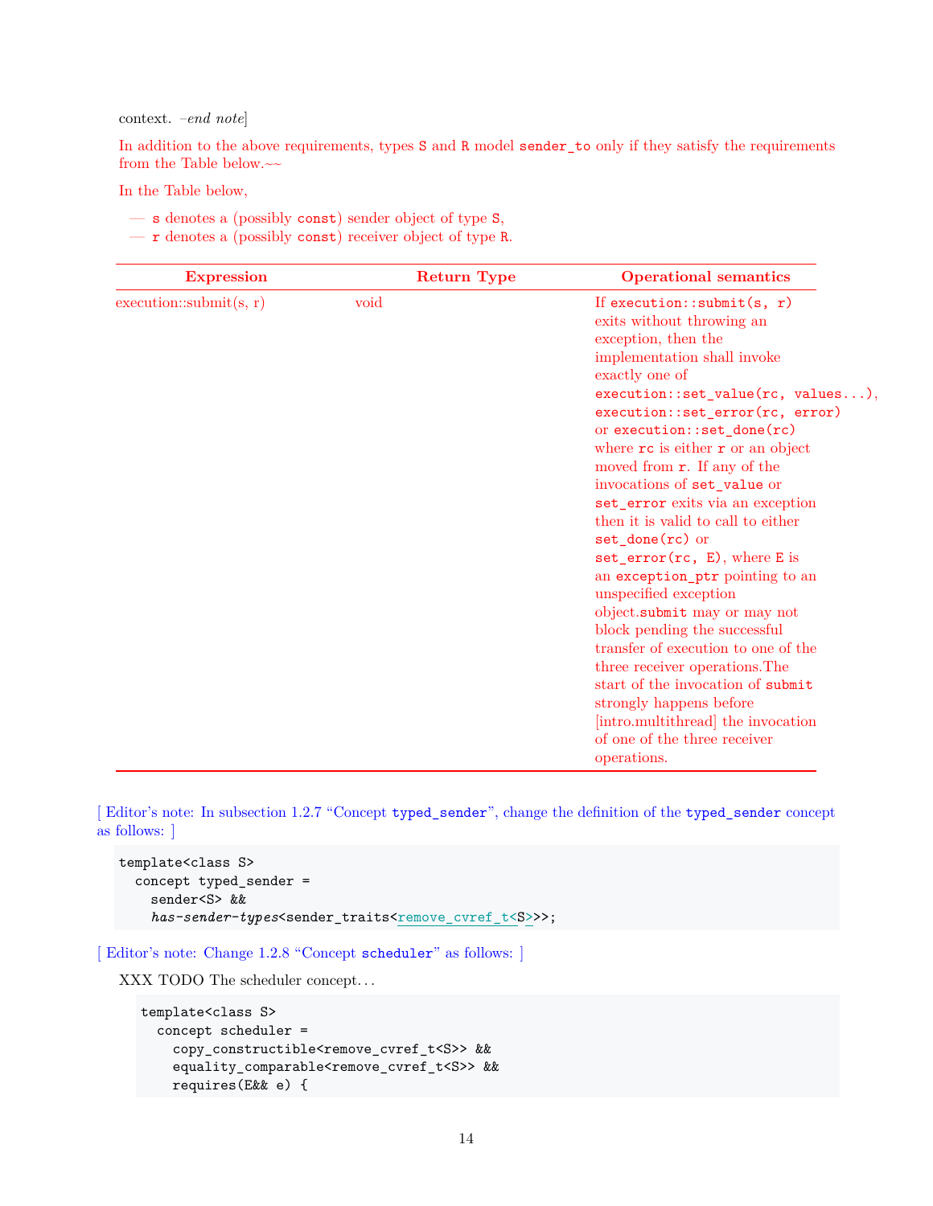context. *–end note*]

In addition to the above requirements, types `S` and `R` model `sender_to` only if they satisfy the requirements from the Table below.~~

In the Table below,

- `s` denotes a (possibly `const`) sender object of type `S`,
- `r` denotes a (possibly `const`) receiver object of type `R`.

| Expression | Return Type | Operational semantics |
|---|---|---|
| execution::submit(s, r) | void | If `execution::submit(s, r)` exits without throwing an exception, then the implementation shall invoke exactly one of `execution::set_value(rc, values...)`, `execution::set_error(rc, error)` or `execution::set_done(rc)` where `rc` is either `r` or an object moved from `r`. If any of the invocations of `set_value` or `set_error` exits via an exception then it is valid to call to either `set_done(rc)` or `set_error(rc, E)`, where `E` is an `exception_ptr` pointing to an unspecified exception object.`submit` may or may not block pending the successful transfer of execution to one of the three receiver operations.The start of the invocation of `submit` strongly happens before [intro.multithread] the invocation of one of the three receiver operations. |

[ Editor's note: In subsection 1.2.7 "Concept `typed_sender`", change the definition of the `typed_sender` concept as follows: ]

```
template<class S>
  concept typed_sender =
    sender<S> &&
    has-sender-types<sender_traits<remove_cvref_t<S>>>;
```

[ Editor's note: Change 1.2.8 "Concept `scheduler`" as follows: ]

XXX TODO The scheduler concept…

```
template<class S>
  concept scheduler =
    copy_constructible<remove_cvref_t<S>> &&
    equality_comparable<remove_cvref_t<S>> &&
    requires(E&& e) {
```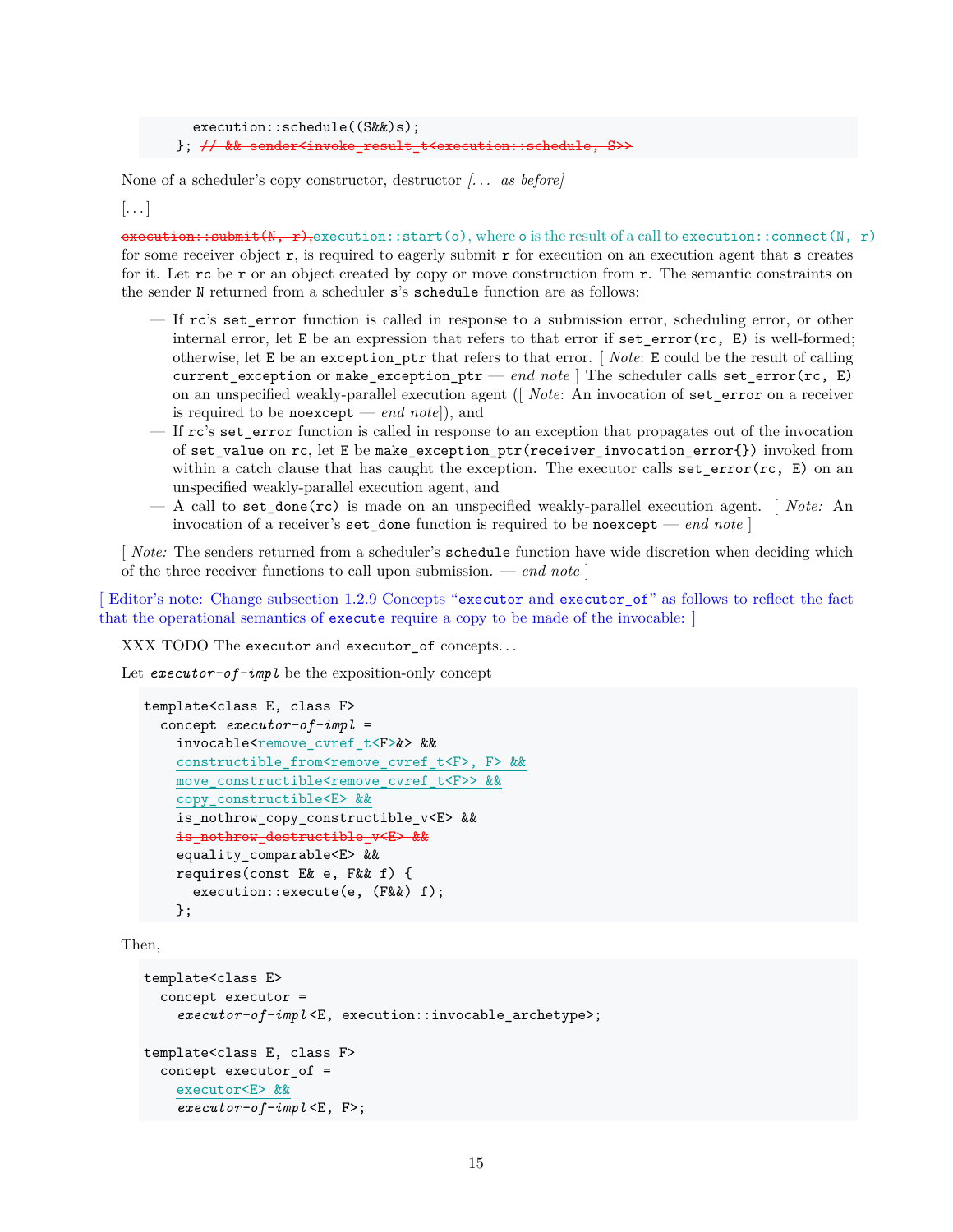```
      execution::schedule((S&&)s);
    }; // && sender<invoke_result_t<execution::schedule, S>>
```

None of a scheduler's copy constructor, destructor *[... as before]*

[...]

~~execution::submit(N, r),~~execution::start(o), where o is the result of a call to execution::connect(N, r) for some receiver object r, is required to eagerly submit r for execution on an execution agent that s creates for it. Let rc be r or an object created by copy or move construction from r. The semantic constraints on the sender N returned from a scheduler s's schedule function are as follows:

- If rc's set_error function is called in response to a submission error, scheduling error, or other internal error, let E be an expression that refers to that error if set_error(rc, E) is well-formed; otherwise, let E be an exception_ptr that refers to that error. [ *Note*: E could be the result of calling current_exception or make_exception_ptr — *end note* ] The scheduler calls set_error(rc, E) on an unspecified weakly-parallel execution agent ([ *Note*: An invocation of set_error on a receiver is required to be noexcept — *end note*]), and
- If rc's set_error function is called in response to an exception that propagates out of the invocation of set_value on rc, let E be make_exception_ptr(receiver_invocation_error{}) invoked from within a catch clause that has caught the exception. The executor calls set_error(rc, E) on an unspecified weakly-parallel execution agent, and
- A call to set_done(rc) is made on an unspecified weakly-parallel execution agent. [ *Note:* An invocation of a receiver's set_done function is required to be noexcept — *end note* ]

[ *Note:* The senders returned from a scheduler's schedule function have wide discretion when deciding which of the three receiver functions to call upon submission. — *end note* ]

[ Editor's note: Change subsection 1.2.9 Concepts "executor and executor_of" as follows to reflect the fact that the operational semantics of execute require a copy to be made of the invocable: ]

XXX TODO The executor and executor_of concepts...

Let *executor-of-impl* be the exposition-only concept

```
template<class E, class F>
  concept executor-of-impl =
    invocable<remove_cvref_t<F>&> &&
    constructible_from<remove_cvref_t<F>, F> &&
    move_constructible<remove_cvref_t<F>> &&
    copy_constructible<E> &&
    is_nothrow_copy_constructible_v<E> &&
    is_nothrow_destructible_v<E> &&
    equality_comparable<E> &&
    requires(const E& e, F&& f) {
      execution::execute(e, (F&&) f);
    };
```

Then,

```
template<class E>
  concept executor =
    executor-of-impl<E, execution::invocable_archetype>;

template<class E, class F>
  concept executor_of =
    executor<E> &&
    executor-of-impl<E, F>;
```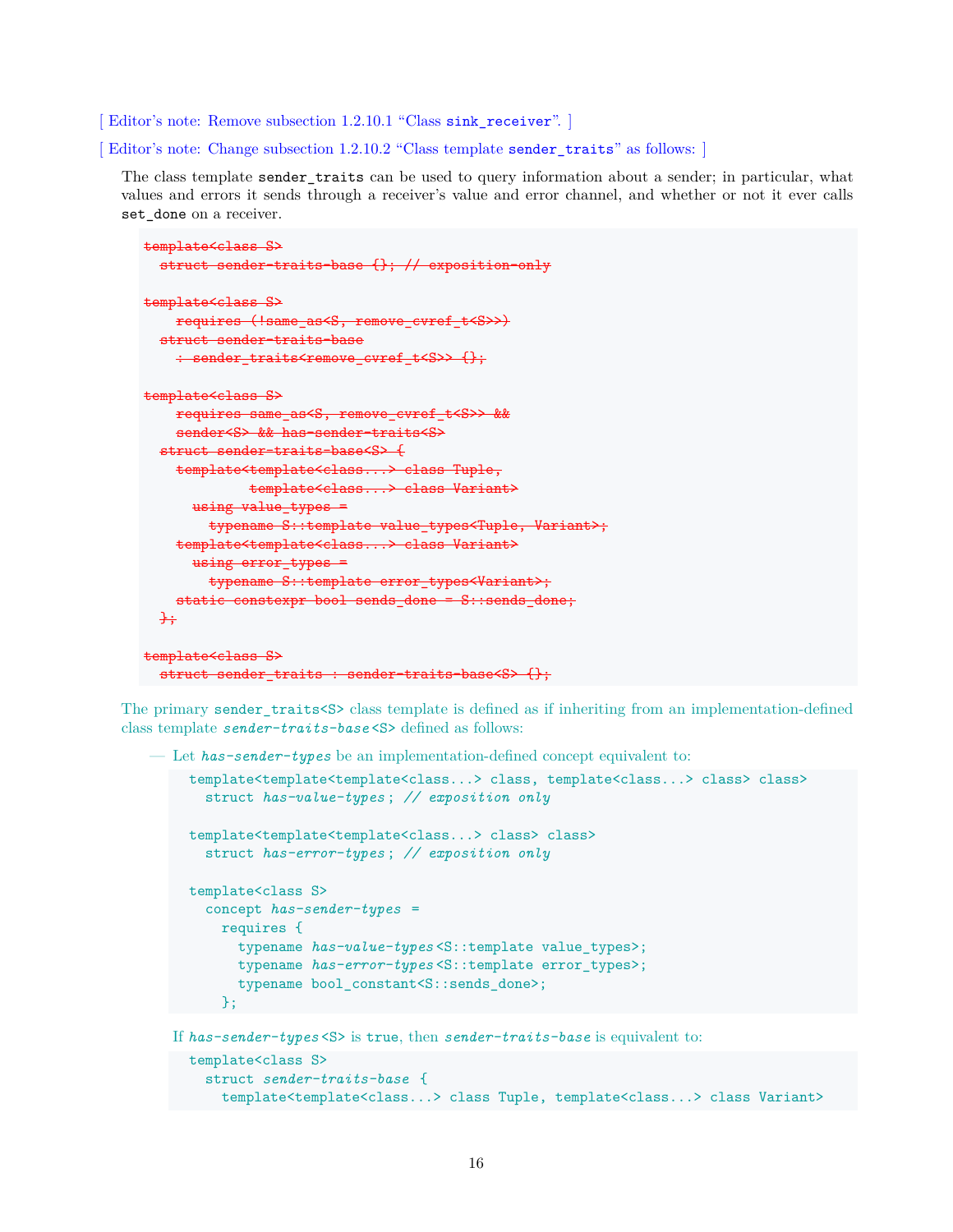[ Editor's note: Remove subsection 1.2.10.1 "Class `sink_receiver`". ]

[ Editor's note: Change subsection 1.2.10.2 "Class template `sender_traits`" as follows: ]

The class template `sender_traits` can be used to query information about a sender; in particular, what values and errors it sends through a receiver's value and error channel, and whether or not it ever calls `set_done` on a receiver.

```
template<class S>
  struct sender-traits-base {}; // exposition-only

template<class S>
    requires (!same_as<S, remove_cvref_t<S>>)
  struct sender-traits-base
    : sender_traits<remove_cvref_t<S>> {};

template<class S>
    requires same_as<S, remove_cvref_t<S>> &&
    sender<S> && has-sender-traits<S>
  struct sender-traits-base<S> {
    template<template<class...> class Tuple,
             template<class...> class Variant>
      using value_types =
        typename S::template value_types<Tuple, Variant>;
    template<template<class...> class Variant>
      using error_types =
        typename S::template error_types<Variant>;
    static constexpr bool sends_done = S::sends_done;
  };

template<class S>
  struct sender_traits : sender-traits-base<S> {};
```

The primary `sender_traits<S>` class template is defined as if inheriting from an implementation-defined class template *`sender-traits-base`*`<S>` defined as follows:

— Let *`has-sender-types`* be an implementation-defined concept equivalent to:

```
template<template<template<class...> class, template<class...> class> class>
  struct has-value-types; // exposition only

template<template<template<class...> class> class>
  struct has-error-types; // exposition only

template<class S>
  concept has-sender-types =
    requires {
      typename has-value-types<S::template value_types>;
      typename has-error-types<S::template error_types>;
      typename bool_constant<S::sends_done>;
    };
```

If *`has-sender-types`*`<S>` is `true`, then *`sender-traits-base`* is equivalent to:

```
template<class S>
  struct sender-traits-base {
    template<template<class...> class Tuple, template<class...> class Variant>
```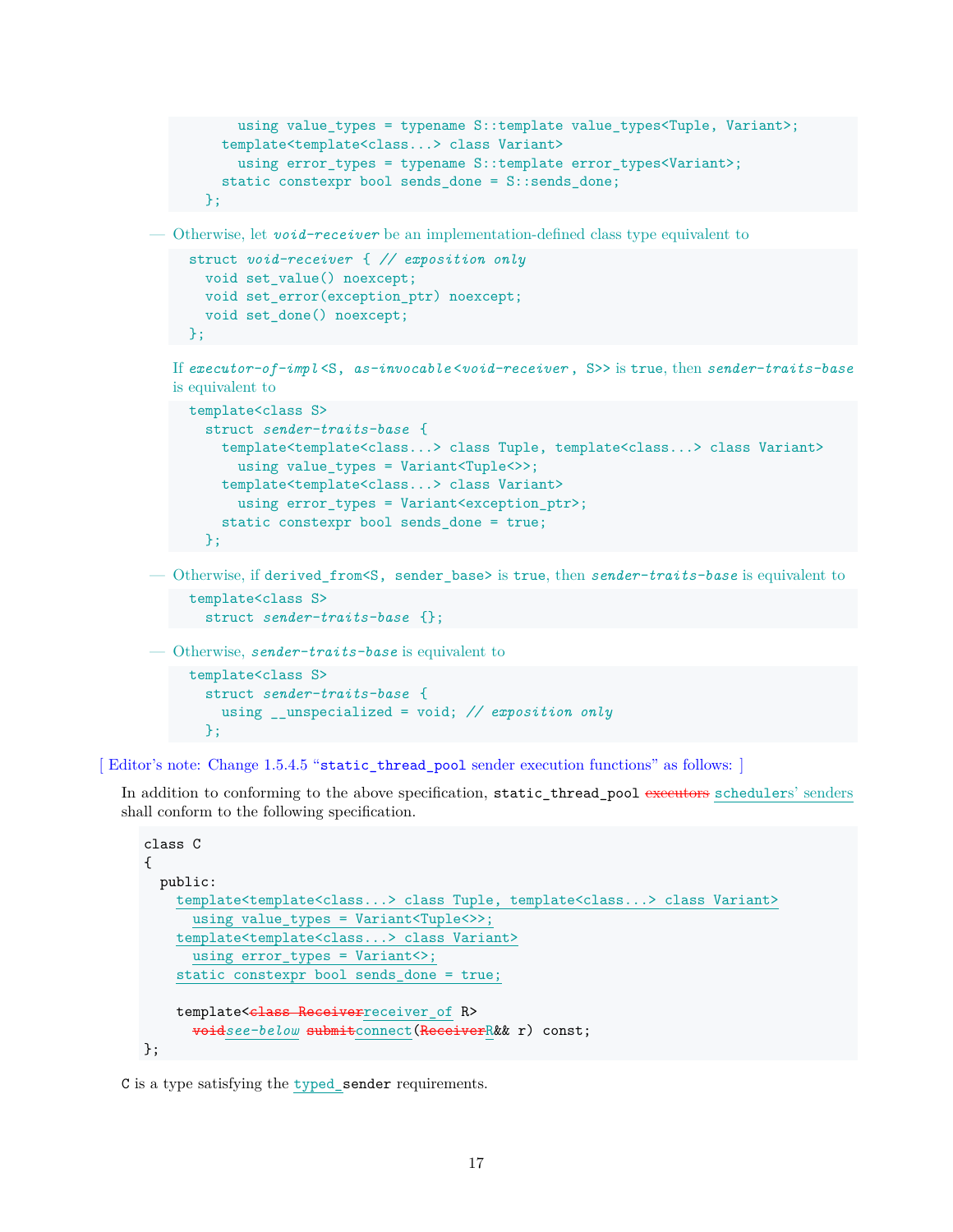```
      using value_types = typename S::template value_types<Tuple, Variant>;
    template<template<class...> class Variant>
      using error_types = typename S::template error_types<Variant>;
    static constexpr bool sends_done = S::sends_done;
  };
```

— Otherwise, let *void-receiver* be an implementation-defined class type equivalent to

```
struct void-receiver { // exposition only
  void set_value() noexcept;
  void set_error(exception_ptr) noexcept;
  void set_done() noexcept;
};
```

If *executor-of-impl*<S, *as-invocable*<*void-receiver*, S>> is true, then *sender-traits-base* is equivalent to

```
template<class S>
  struct sender-traits-base {
    template<template<class...> class Tuple, template<class...> class Variant>
      using value_types = Variant<Tuple<>>;
    template<template<class...> class Variant>
      using error_types = Variant<exception_ptr>;
    static constexpr bool sends_done = true;
  };
```

— Otherwise, if derived_from<S, sender_base> is true, then *sender-traits-base* is equivalent to

```
template<class S>
  struct sender-traits-base {};
```

— Otherwise, *sender-traits-base* is equivalent to

```
template<class S>
  struct sender-traits-base {
    using __unspecialized = void; // exposition only
  };
```

[ Editor's note: Change 1.5.4.5 "static_thread_pool sender execution functions" as follows: ]

In addition to conforming to the above specification, static_thread_pool ~~executors~~ schedulers' senders shall conform to the following specification.

```
class C
{
  public:
    template<template<class...> class Tuple, template<class...> class Variant>
      using value_types = Variant<Tuple<>>;
    template<template<class...> class Variant>
      using error_types = Variant<>;
    static constexpr bool sends_done = true;

    template<class Receiverreceiver_of R>
      voidsee-below submitconnect(ReceiverR&& r) const;
};
```

C is a type satisfying the typed_sender requirements.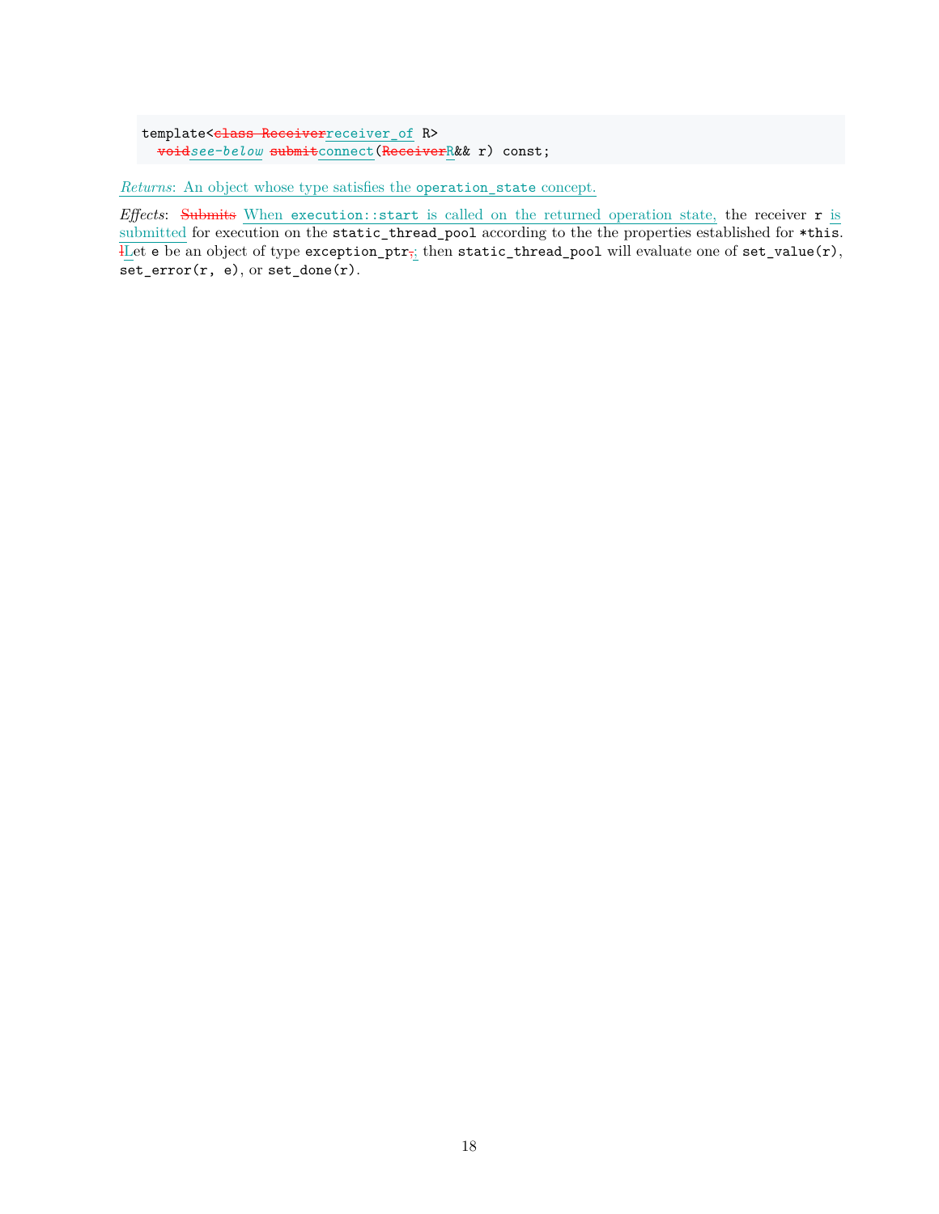```
template<class Receiverreceiver_of R>
  voidsee-below submitconnect(ReceiverR&& r) const;
```

*Returns*: An object whose type satisfies the `operation_state` concept.

*Effects*: Submits When `execution::start` is called on the returned operation state, the receiver `r` is submitted for execution on the `static_thread_pool` according to the the properties established for `*this`. lLet `e` be an object of type `exception_ptr`,; then `static_thread_pool` will evaluate one of `set_value(r)`, `set_error(r, e)`, or `set_done(r)`.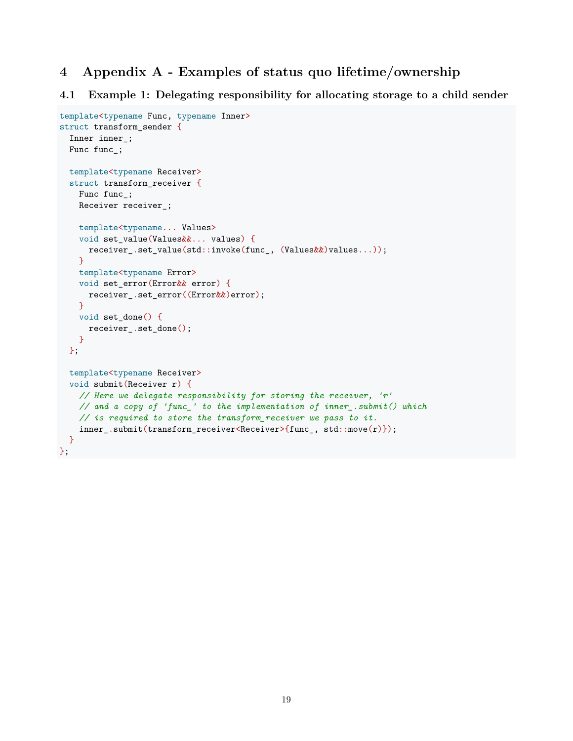# 4 Appendix A - Examples of status quo lifetime/ownership

## 4.1 Example 1: Delegating responsibility for allocating storage to a child sender

```
template<typename Func, typename Inner>
struct transform_sender {
  Inner inner_;
  Func func_;

  template<typename Receiver>
  struct transform_receiver {
    Func func_;
    Receiver receiver_;

    template<typename... Values>
    void set_value(Values&&... values) {
      receiver_.set_value(std::invoke(func_, (Values&&)values...));
    }
    template<typename Error>
    void set_error(Error&& error) {
      receiver_.set_error((Error&&)error);
    }
    void set_done() {
      receiver_.set_done();
    }
  };

  template<typename Receiver>
  void submit(Receiver r) {
    // Here we delegate responsibility for storing the receiver, 'r'
    // and a copy of 'func_' to the implementation of inner_.submit() which
    // is required to store the transform_receiver we pass to it.
    inner_.submit(transform_receiver<Receiver>{func_, std::move(r)});
  }
};
```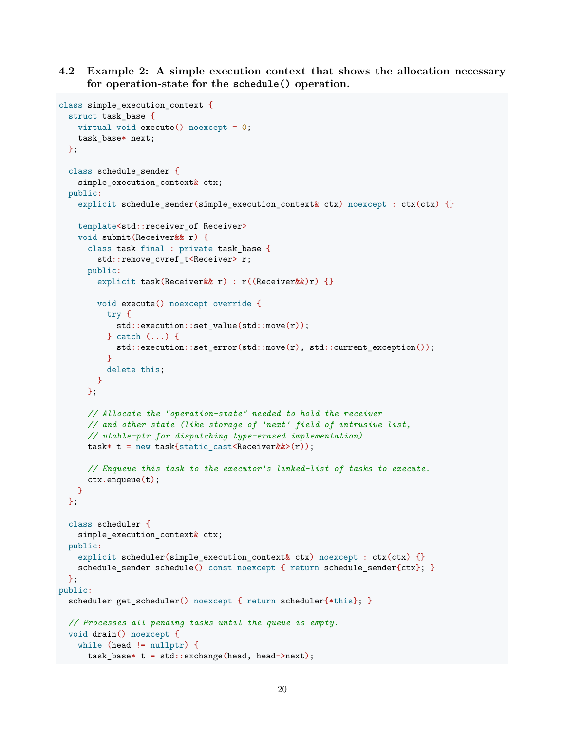### 4.2 Example 2: A simple execution context that shows the allocation necessary for operation-state for the `schedule()` operation.

```
class simple_execution_context {
  struct task_base {
    virtual void execute() noexcept = 0;
    task_base* next;
  };

  class schedule_sender {
    simple_execution_context& ctx;
  public:
    explicit schedule_sender(simple_execution_context& ctx) noexcept : ctx(ctx) {}

    template<std::receiver_of Receiver>
    void submit(Receiver&& r) {
      class task final : private task_base {
        std::remove_cvref_t<Receiver> r;
      public:
        explicit task(Receiver&& r) : r((Receiver&&)r) {}

        void execute() noexcept override {
          try {
            std::execution::set_value(std::move(r));
          } catch (...) {
            std::execution::set_error(std::move(r), std::current_exception());
          }
          delete this;
        }
      };

      // Allocate the "operation-state" needed to hold the receiver
      // and other state (like storage of 'next' field of intrusive list,
      // vtable-ptr for dispatching type-erased implementation)
      task* t = new task{static_cast<Receiver&&>(r)};

      // Enqueue this task to the executor's linked-list of tasks to execute.
      ctx.enqueue(t);
    }
  };

  class scheduler {
    simple_execution_context& ctx;
  public:
    explicit scheduler(simple_execution_context& ctx) noexcept : ctx(ctx) {}
    schedule_sender schedule() const noexcept { return schedule_sender{ctx}; }
  };
public:
  scheduler get_scheduler() noexcept { return scheduler{*this}; }

  // Processes all pending tasks until the queue is empty.
  void drain() noexcept {
    while (head != nullptr) {
      task_base* t = std::exchange(head, head->next);
```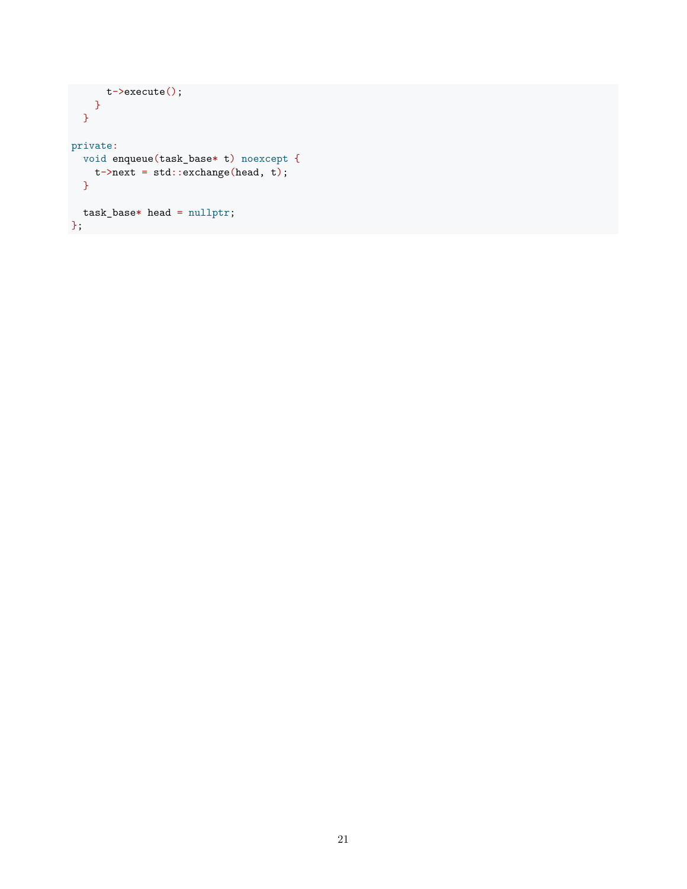```
      t->execute();
    }
  }

private:
  void enqueue(task_base* t) noexcept {
    t->next = std::exchange(head, t);
  }

  task_base* head = nullptr;
};
```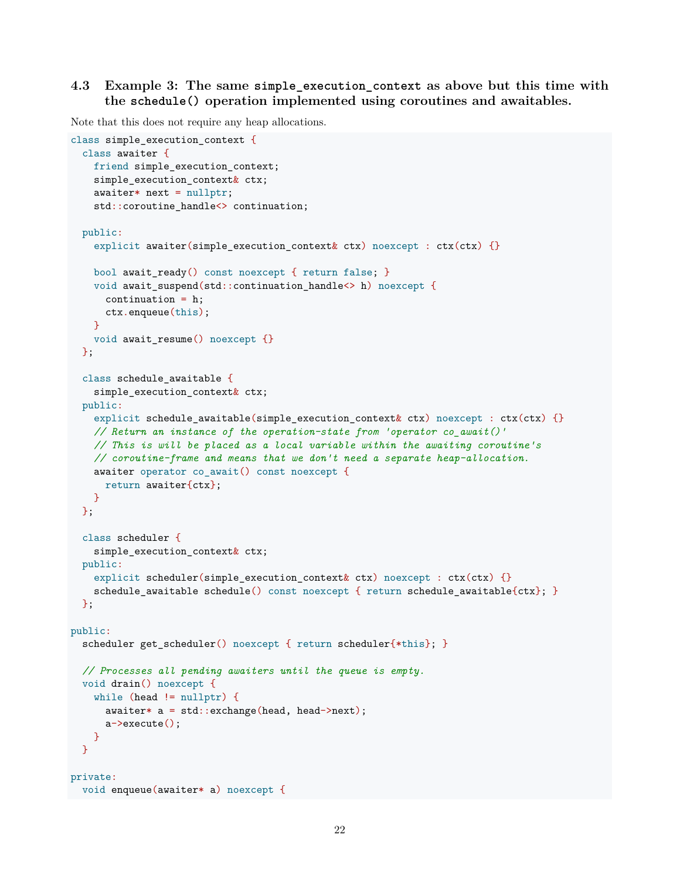### 4.3 Example 3: The same `simple_execution_context` as above but this time with the `schedule()` operation implemented using coroutines and awaitables.

Note that this does not require any heap allocations.

```
class simple_execution_context {
  class awaiter {
    friend simple_execution_context;
    simple_execution_context& ctx;
    awaiter* next = nullptr;
    std::coroutine_handle<> continuation;

  public:
    explicit awaiter(simple_execution_context& ctx) noexcept : ctx(ctx) {}

    bool await_ready() const noexcept { return false; }
    void await_suspend(std::continuation_handle<> h) noexcept {
      continuation = h;
      ctx.enqueue(this);
    }
    void await_resume() noexcept {}
  };

  class schedule_awaitable {
    simple_execution_context& ctx;
  public:
    explicit schedule_awaitable(simple_execution_context& ctx) noexcept : ctx(ctx) {}
    // Return an instance of the operation-state from 'operator co_await()'
    // This is will be placed as a local variable within the awaiting coroutine's
    // coroutine-frame and means that we don't need a separate heap-allocation.
    awaiter operator co_await() const noexcept {
      return awaiter{ctx};
    }
  };

  class scheduler {
    simple_execution_context& ctx;
  public:
    explicit scheduler(simple_execution_context& ctx) noexcept : ctx(ctx) {}
    schedule_awaitable schedule() const noexcept { return schedule_awaitable{ctx}; }
  };

public:
  scheduler get_scheduler() noexcept { return scheduler{*this}; }

  // Processes all pending awaiters until the queue is empty.
  void drain() noexcept {
    while (head != nullptr) {
      awaiter* a = std::exchange(head, head->next);
      a->execute();
    }
  }

private:
  void enqueue(awaiter* a) noexcept {
```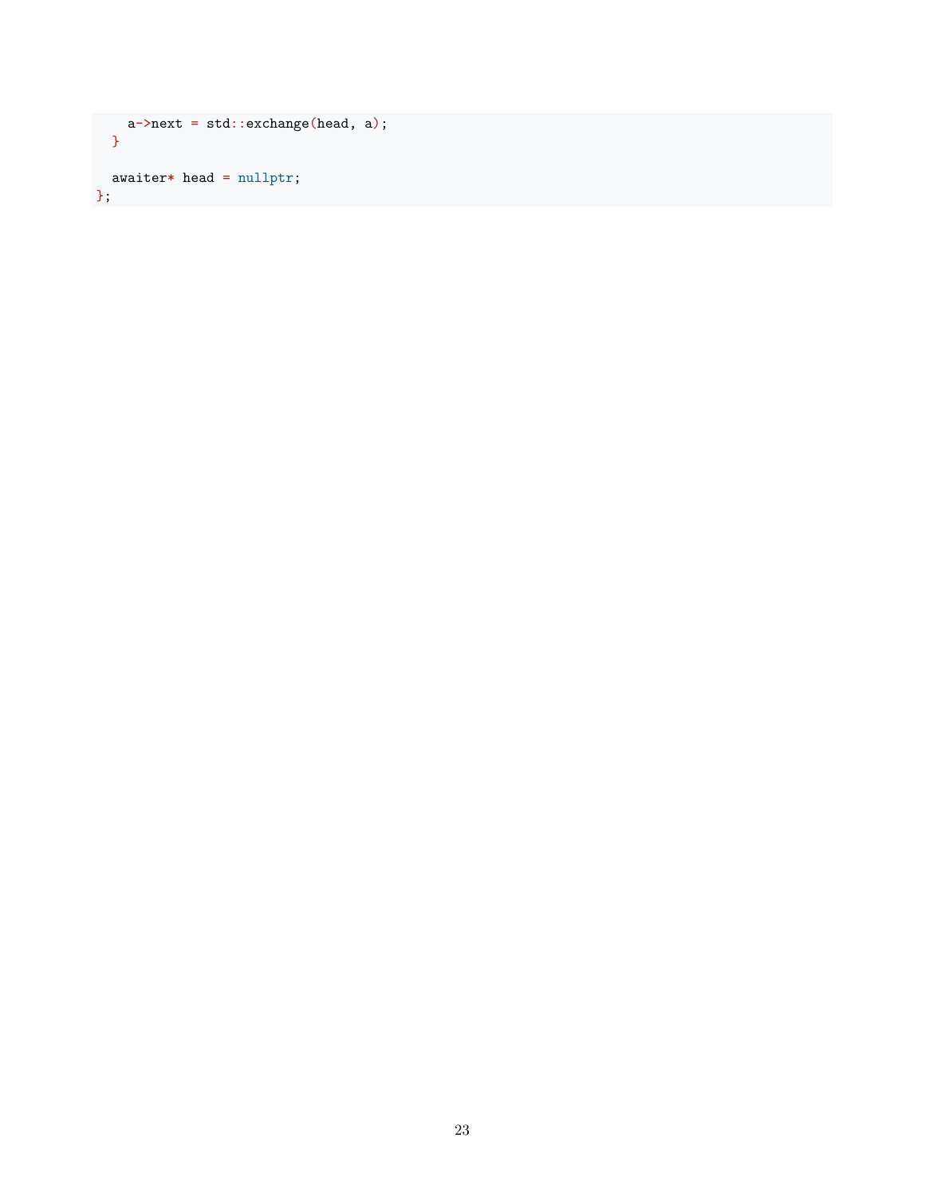```
    a->next = std::exchange(head, a);
  }

  awaiter* head = nullptr;
};
```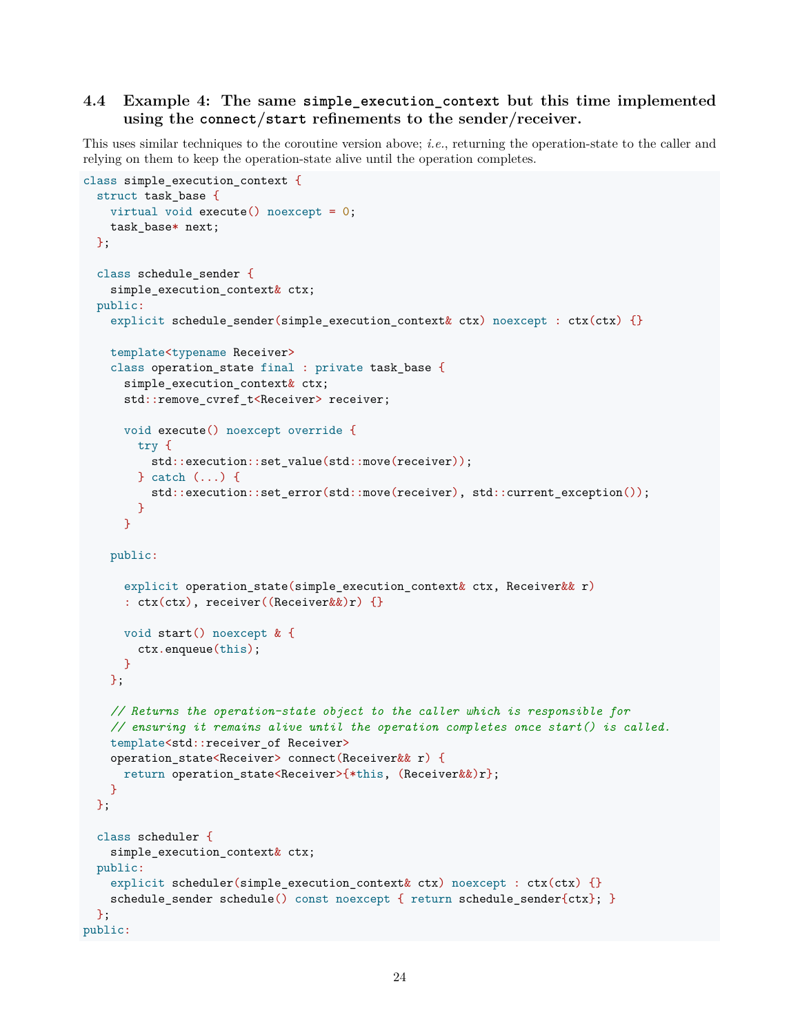### 4.4 Example 4: The same `simple_execution_context` but this time implemented using the `connect`/`start` refinements to the sender/receiver.

This uses similar techniques to the coroutine version above; *i.e.*, returning the operation-state to the caller and relying on them to keep the operation-state alive until the operation completes.

```
class simple_execution_context {
  struct task_base {
    virtual void execute() noexcept = 0;
    task_base* next;
  };

  class schedule_sender {
    simple_execution_context& ctx;
  public:
    explicit schedule_sender(simple_execution_context& ctx) noexcept : ctx(ctx) {}

    template<typename Receiver>
    class operation_state final : private task_base {
      simple_execution_context& ctx;
      std::remove_cvref_t<Receiver> receiver;

      void execute() noexcept override {
        try {
          std::execution::set_value(std::move(receiver));
        } catch (...) {
          std::execution::set_error(std::move(receiver), std::current_exception());
        }
      }

    public:

      explicit operation_state(simple_execution_context& ctx, Receiver&& r)
      : ctx(ctx), receiver((Receiver&&)r) {}

      void start() noexcept & {
        ctx.enqueue(this);
      }
    };

    // Returns the operation-state object to the caller which is responsible for
    // ensuring it remains alive until the operation completes once start() is called.
    template<std::receiver_of Receiver>
    operation_state<Receiver> connect(Receiver&& r) {
      return operation_state<Receiver>{*this, (Receiver&&)r};
    }
  };

  class scheduler {
    simple_execution_context& ctx;
  public:
    explicit scheduler(simple_execution_context& ctx) noexcept : ctx(ctx) {}
    schedule_sender schedule() const noexcept { return schedule_sender{ctx}; }
  };
public:
```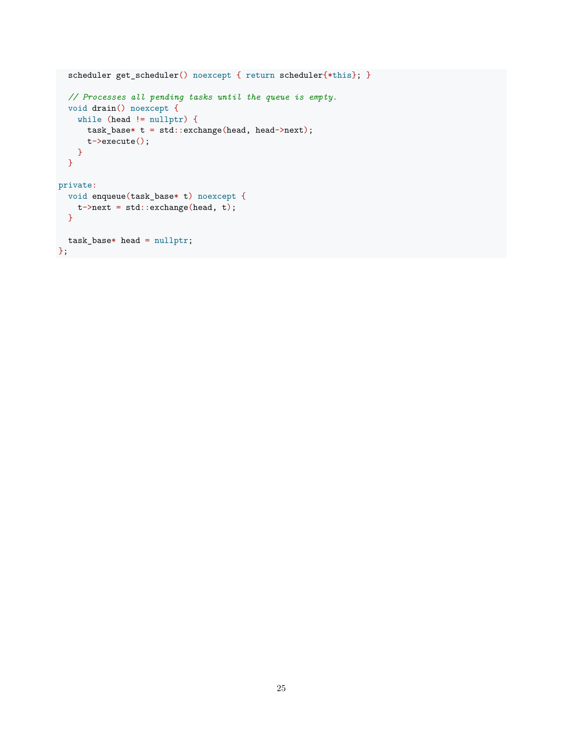```
  scheduler get_scheduler() noexcept { return scheduler{*this}; }

  // Processes all pending tasks until the queue is empty.
  void drain() noexcept {
    while (head != nullptr) {
      task_base* t = std::exchange(head, head->next);
      t->execute();
    }
  }

private:
  void enqueue(task_base* t) noexcept {
    t->next = std::exchange(head, t);
  }

  task_base* head = nullptr;
};
```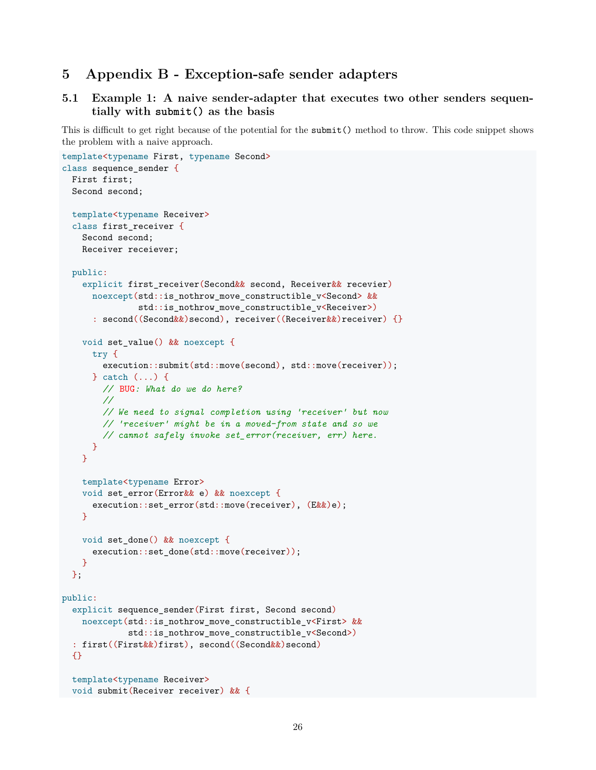# 5 Appendix B - Exception-safe sender adapters

## 5.1 Example 1: A naive sender-adapter that executes two other senders sequentially with `submit()` as the basis

This is difficult to get right because of the potential for the `submit()` method to throw. This code snippet shows the problem with a naive approach.

```
template<typename First, typename Second>
class sequence_sender {
  First first;
  Second second;

  template<typename Receiver>
  class first_receiver {
    Second second;
    Receiver receiever;

  public:
    explicit first_receiver(Second&& second, Receiver&& recevier)
      noexcept(std::is_nothrow_move_constructible_v<Second> &&
               std::is_nothrow_move_constructible_v<Receiver>)
      : second((Second&&)second), receiver((Receiver&&)receiver) {}

    void set_value() && noexcept {
      try {
        execution::submit(std::move(second), std::move(receiver));
      } catch (...) {
        // BUG: What do we do here?
        //
        // We need to signal completion using 'receiver' but now
        // 'receiver' might be in a moved-from state and so we
        // cannot safely invoke set_error(receiver, err) here.
      }
    }

    template<typename Error>
    void set_error(Error&& e) && noexcept {
      execution::set_error(std::move(receiver), (E&&)e);
    }

    void set_done() && noexcept {
      execution::set_done(std::move(receiver));
    }
  };

public:
  explicit sequence_sender(First first, Second second)
    noexcept(std::is_nothrow_move_constructible_v<First> &&
             std::is_nothrow_move_constructible_v<Second>)
  : first((First&&)first), second((Second&&)second)
  {}

  template<typename Receiver>
  void submit(Receiver receiver) && {
```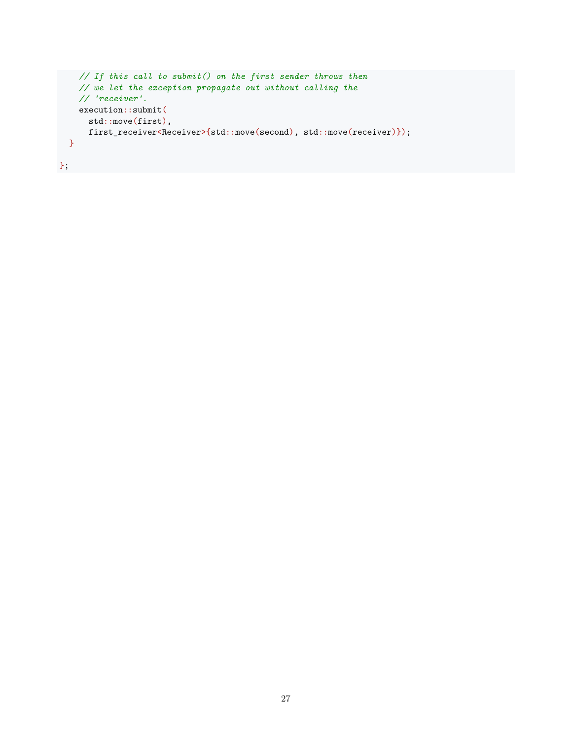```
    // If this call to submit() on the first sender throws then
    // we let the exception propagate out without calling the
    // 'receiver'.
    execution::submit(
      std::move(first),
      first_receiver<Receiver>{std::move(second), std::move(receiver)});
  }

};
```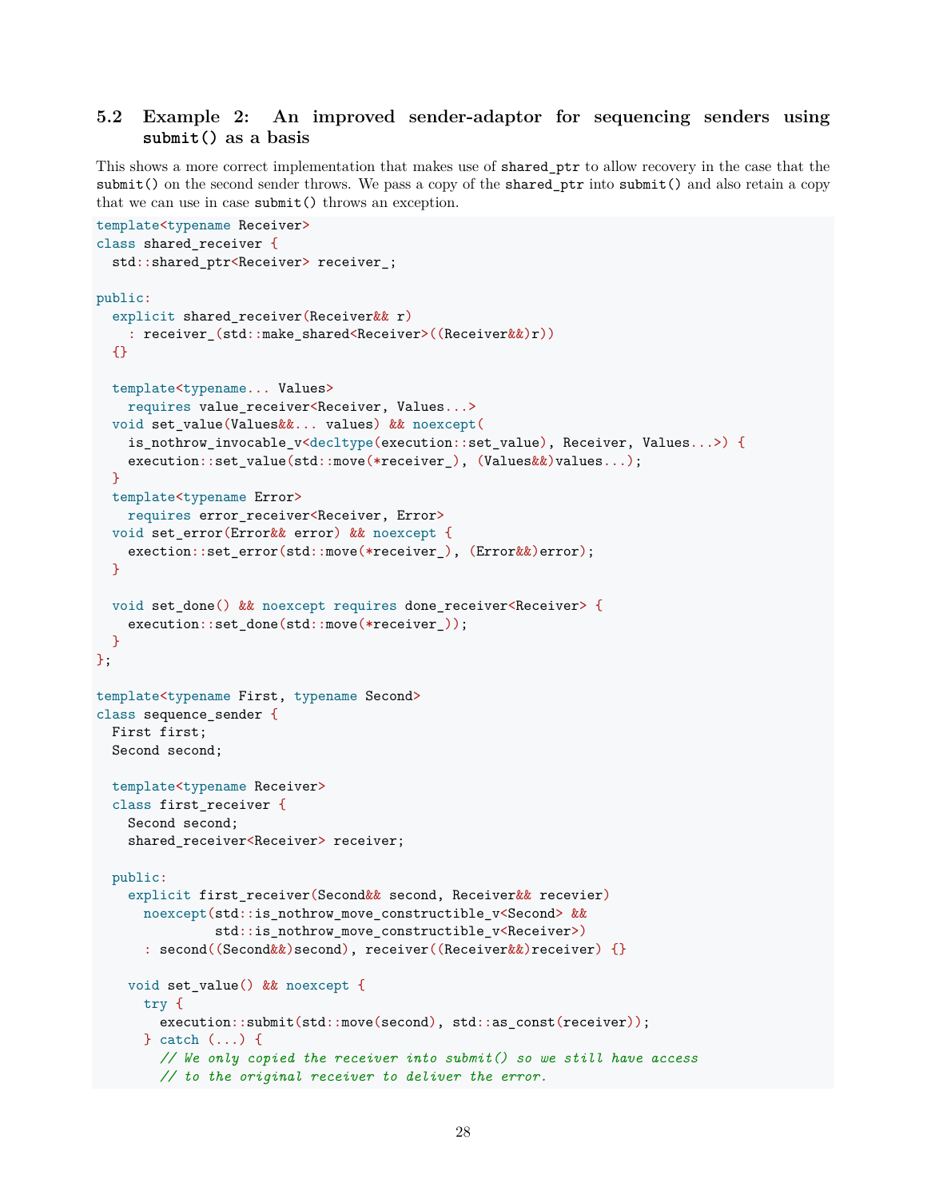## 5.2 Example 2: An improved sender-adaptor for sequencing senders using `submit()` as a basis

This shows a more correct implementation that makes use of `shared_ptr` to allow recovery in the case that the `submit()` on the second sender throws. We pass a copy of the `shared_ptr` into `submit()` and also retain a copy that we can use in case `submit()` throws an exception.

```
template<typename Receiver>
class shared_receiver {
  std::shared_ptr<Receiver> receiver_;

public:
  explicit shared_receiver(Receiver&& r)
    : receiver_(std::make_shared<Receiver>((Receiver&&)r))
  {}

  template<typename... Values>
    requires value_receiver<Receiver, Values...>
  void set_value(Values&&... values) && noexcept(
    is_nothrow_invocable_v<decltype(execution::set_value), Receiver, Values...>) {
    execution::set_value(std::move(*receiver_), (Values&&)values...);
  }
  template<typename Error>
    requires error_receiver<Receiver, Error>
  void set_error(Error&& error) && noexcept {
    exection::set_error(std::move(*receiver_), (Error&&)error);
  }

  void set_done() && noexcept requires done_receiver<Receiver> {
    execution::set_done(std::move(*receiver_));
  }
};

template<typename First, typename Second>
class sequence_sender {
  First first;
  Second second;

  template<typename Receiver>
  class first_receiver {
    Second second;
    shared_receiver<Receiver> receiver;

  public:
    explicit first_receiver(Second&& second, Receiver&& recevier)
      noexcept(std::is_nothrow_move_constructible_v<Second> &&
               std::is_nothrow_move_constructible_v<Receiver>)
      : second((Second&&)second), receiver((Receiver&&)receiver) {}

    void set_value() && noexcept {
      try {
        execution::submit(std::move(second), std::as_const(receiver));
      } catch (...) {
        // We only copied the receiver into submit() so we still have access
        // to the original receiver to deliver the error.
```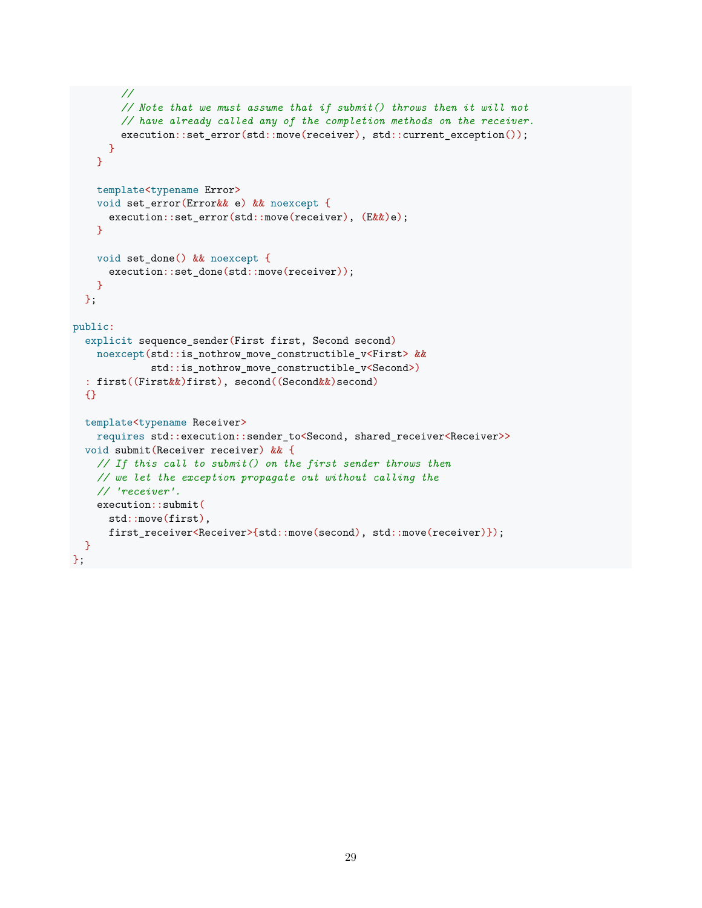```
        //
        // Note that we must assume that if submit() throws then it will not
        // have already called any of the completion methods on the receiver.
        execution::set_error(std::move(receiver), std::current_exception());
      }
    }

    template<typename Error>
    void set_error(Error&& e) && noexcept {
      execution::set_error(std::move(receiver), (E&&)e);
    }

    void set_done() && noexcept {
      execution::set_done(std::move(receiver));
    }
  };

public:
  explicit sequence_sender(First first, Second second)
    noexcept(std::is_nothrow_move_constructible_v<First> &&
             std::is_nothrow_move_constructible_v<Second>)
  : first((First&&)first), second((Second&&)second)
  {}

  template<typename Receiver>
    requires std::execution::sender_to<Second, shared_receiver<Receiver>>
  void submit(Receiver receiver) && {
    // If this call to submit() on the first sender throws then
    // we let the exception propagate out without calling the
    // 'receiver'.
    execution::submit(
      std::move(first),
      first_receiver<Receiver>{std::move(second), std::move(receiver)});
  }
};
```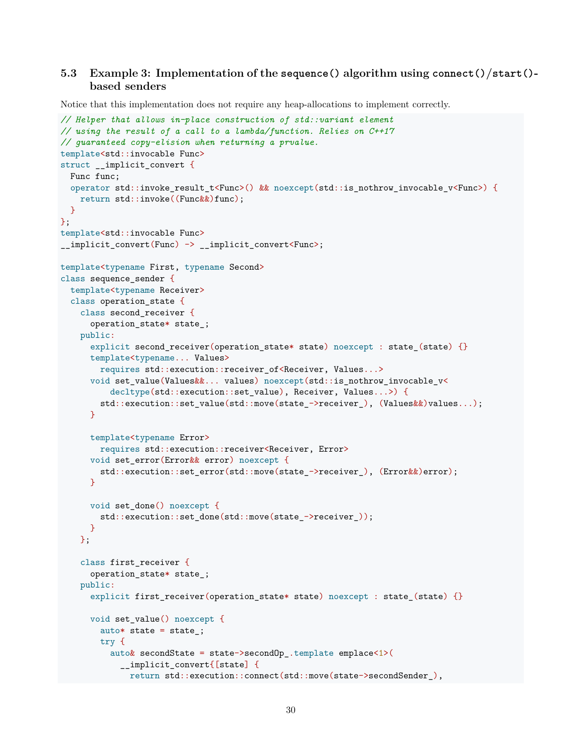### 5.3 Example 3: Implementation of the `sequence()` algorithm using `connect()`/`start()`-based senders

Notice that this implementation does not require any heap-allocations to implement correctly.

```
// Helper that allows in-place construction of std::variant element
// using the result of a call to a lambda/function. Relies on C++17
// guaranteed copy-elision when returning a prvalue.
template<std::invocable Func>
struct __implicit_convert {
  Func func;
  operator std::invoke_result_t<Func>() && noexcept(std::is_nothrow_invocable_v<Func>) {
    return std::invoke((Func&&)func);
  }
};
template<std::invocable Func>
__implicit_convert(Func) -> __implicit_convert<Func>;

template<typename First, typename Second>
class sequence_sender {
  template<typename Receiver>
  class operation_state {
    class second_receiver {
      operation_state* state_;
    public:
      explicit second_receiver(operation_state* state) noexcept : state_(state) {}
      template<typename... Values>
        requires std::execution::receiver_of<Receiver, Values...>
      void set_value(Values&&... values) noexcept(std::is_nothrow_invocable_v<
          decltype(std::execution::set_value), Receiver, Values...>) {
        std::execution::set_value(std::move(state_->receiver_), (Values&&)values...);
      }

      template<typename Error>
        requires std::execution::receiver<Receiver, Error>
      void set_error(Error&& error) noexcept {
        std::execution::set_error(std::move(state_->receiver_), (Error&&)error);
      }

      void set_done() noexcept {
        std::execution::set_done(std::move(state_->receiver_));
      }
    };

    class first_receiver {
      operation_state* state_;
    public:
      explicit first_receiver(operation_state* state) noexcept : state_(state) {}

      void set_value() noexcept {
        auto* state = state_;
        try {
          auto& secondState = state->secondOp_.template emplace<1>(
            __implicit_convert{[state] {
              return std::execution::connect(std::move(state->secondSender_),
```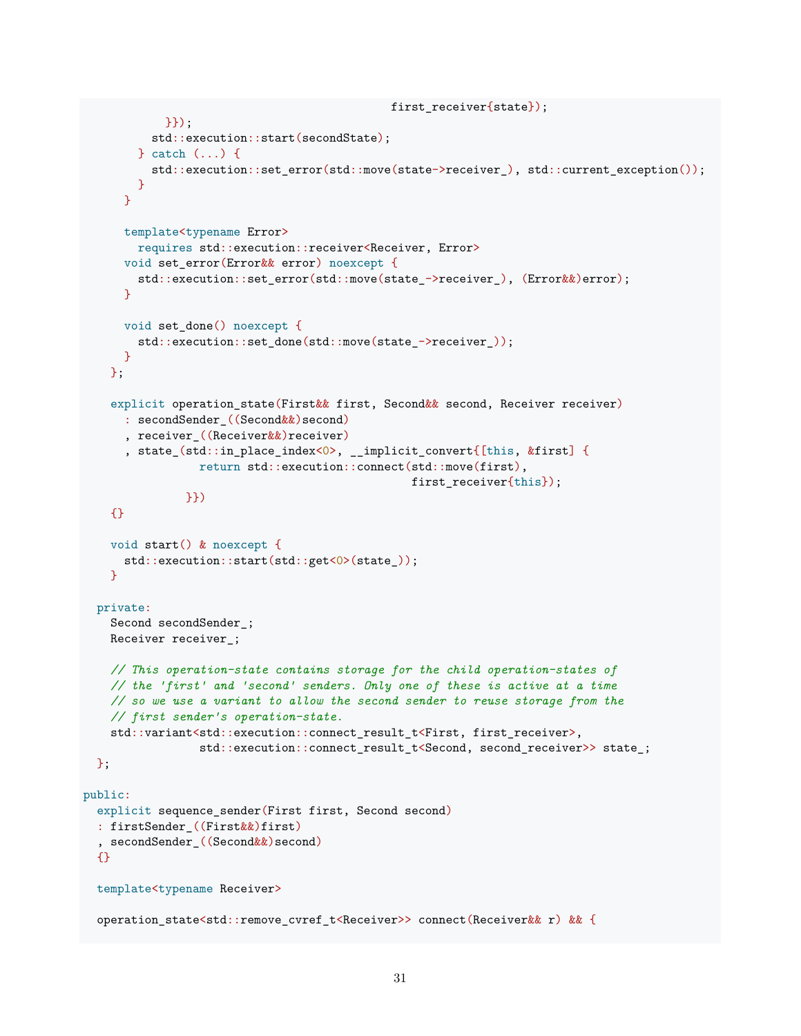```
                                              first_receiver{state});
          }});
        std::execution::start(secondState);
      } catch (...) {
        std::execution::set_error(std::move(state->receiver_), std::current_exception());
      }
    }

    template<typename Error>
      requires std::execution::receiver<Receiver, Error>
    void set_error(Error&& error) noexcept {
      std::execution::set_error(std::move(state_->receiver_), (Error&&)error);
    }

    void set_done() noexcept {
      std::execution::set_done(std::move(state_->receiver_));
    }
  };

  explicit operation_state(First&& first, Second&& second, Receiver receiver)
    : secondSender_((Second&&)second)
    , receiver_((Receiver&&)receiver)
    , state_(std::in_place_index<0>, __implicit_convert{[this, &first] {
             return std::execution::connect(std::move(first),
                                            first_receiver{this});
           }})
  {}

  void start() & noexcept {
    std::execution::start(std::get<0>(state_));
  }

private:
  Second secondSender_;
  Receiver receiver_;

  // This operation-state contains storage for the child operation-states of
  // the 'first' and 'second' senders. Only one of these is active at a time
  // so we use a variant to allow the second sender to reuse storage from the
  // first sender's operation-state.
  std::variant<std::execution::connect_result_t<First, first_receiver>,
               std::execution::connect_result_t<Second, second_receiver>> state_;
};

public:
  explicit sequence_sender(First first, Second second)
  : firstSender_((First&&)first)
  , secondSender_((Second&&)second)
  {}

  template<typename Receiver>

  operation_state<std::remove_cvref_t<Receiver>> connect(Receiver&& r) && {
```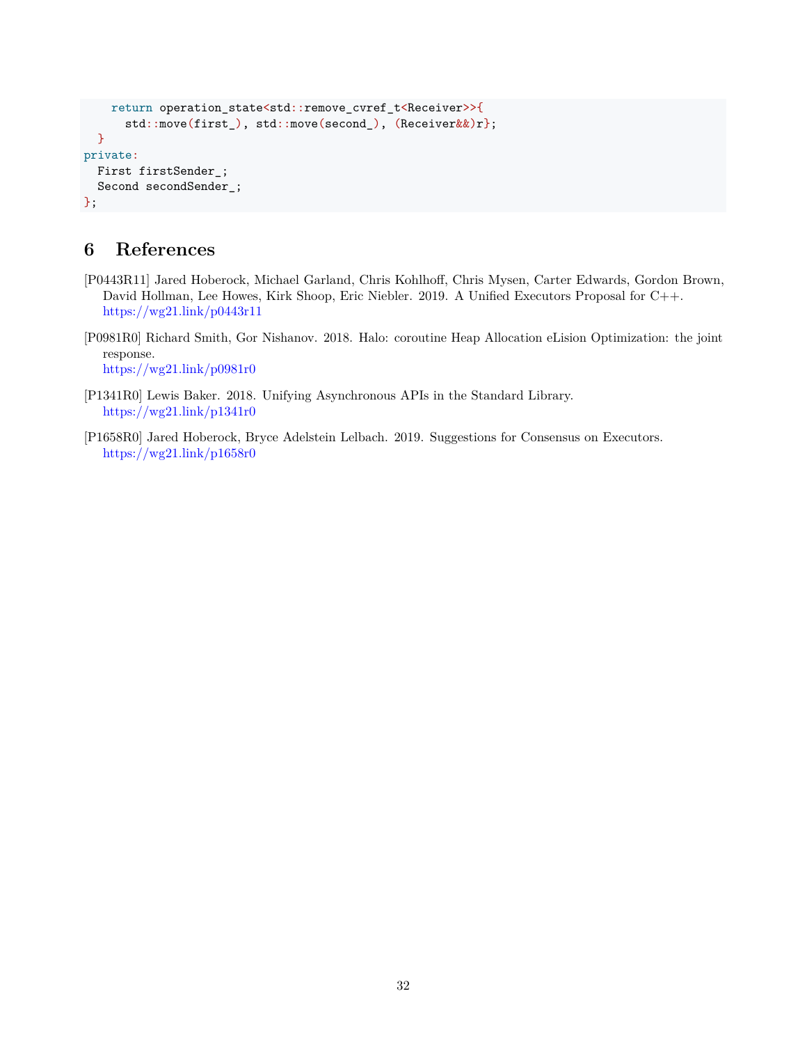```
    return operation_state<std::remove_cvref_t<Receiver>>{
      std::move(first_), std::move(second_), (Receiver&&)r};
  }
private:
  First firstSender_;
  Second secondSender_;
};
```

# 6 References

[P0443R11] Jared Hoberock, Michael Garland, Chris Kohlhoff, Chris Mysen, Carter Edwards, Gordon Brown, David Hollman, Lee Howes, Kirk Shoop, Eric Niebler. 2019. A Unified Executors Proposal for C++.
https://wg21.link/p0443r11

[P0981R0] Richard Smith, Gor Nishanov. 2018. Halo: coroutine Heap Allocation eLision Optimization: the joint response.
https://wg21.link/p0981r0

[P1341R0] Lewis Baker. 2018. Unifying Asynchronous APIs in the Standard Library.
https://wg21.link/p1341r0

[P1658R0] Jared Hoberock, Bryce Adelstein Lelbach. 2019. Suggestions for Consensus on Executors.
https://wg21.link/p1658r0